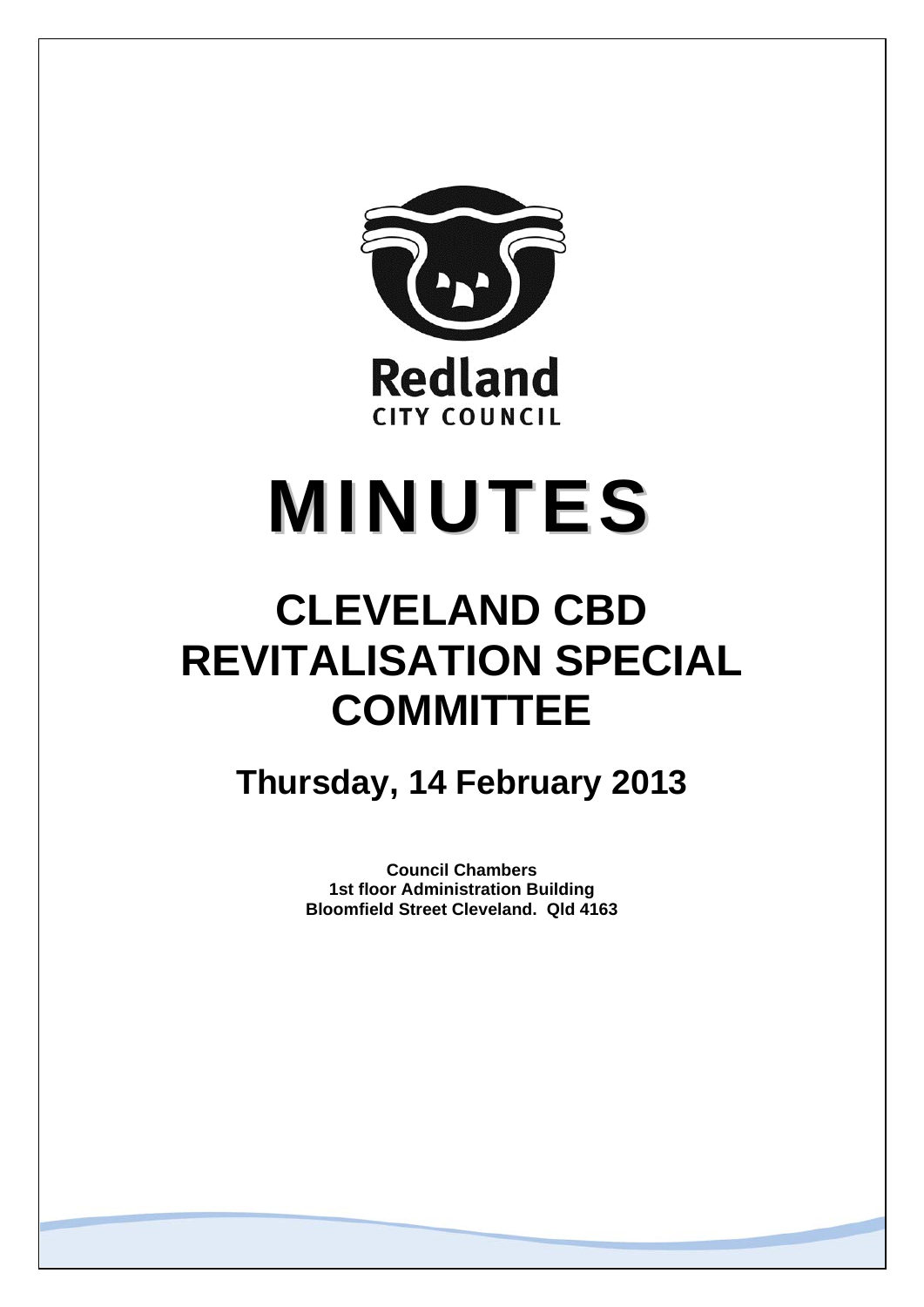Redland
CITY COUNCIL

# MINUTES

# CLEVELAND CBD REVITALISATION SPECIAL COMMITTEE

## Thursday, 14 February 2013

**Council Chambers**
**1st floor Administration Building**
**Bloomfield Street Cleveland. Qld 4163**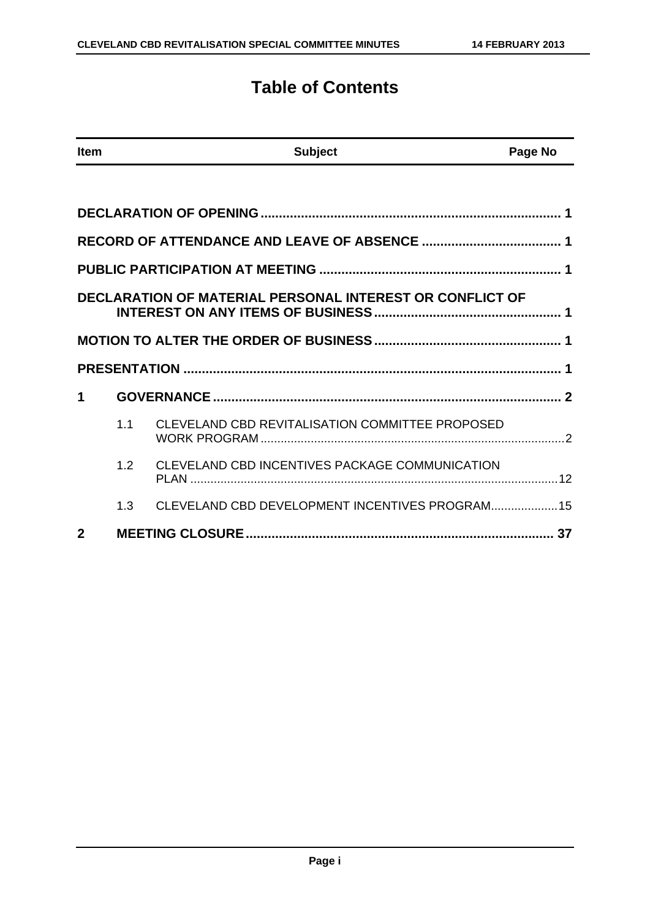# Table of Contents

| Item | | Subject | Page No |
|---|---|---|---|
| DECLARATION OF OPENING | | | 1 |
| RECORD OF ATTENDANCE AND LEAVE OF ABSENCE | | | 1 |
| PUBLIC PARTICIPATION AT MEETING | | | 1 |
| DECLARATION OF MATERIAL PERSONAL INTEREST OR CONFLICT OF INTEREST ON ANY ITEMS OF BUSINESS | | | 1 |
| MOTION TO ALTER THE ORDER OF BUSINESS | | | 1 |
| PRESENTATION | | | 1 |
| 1 | | GOVERNANCE | 2 |
| | 1.1 | CLEVELAND CBD REVITALISATION COMMITTEE PROPOSED WORK PROGRAM | 2 |
| | 1.2 | CLEVELAND CBD INCENTIVES PACKAGE COMMUNICATION PLAN | 12 |
| | 1.3 | CLEVELAND CBD DEVELOPMENT INCENTIVES PROGRAM | 15 |
| 2 | | MEETING CLOSURE | 37 |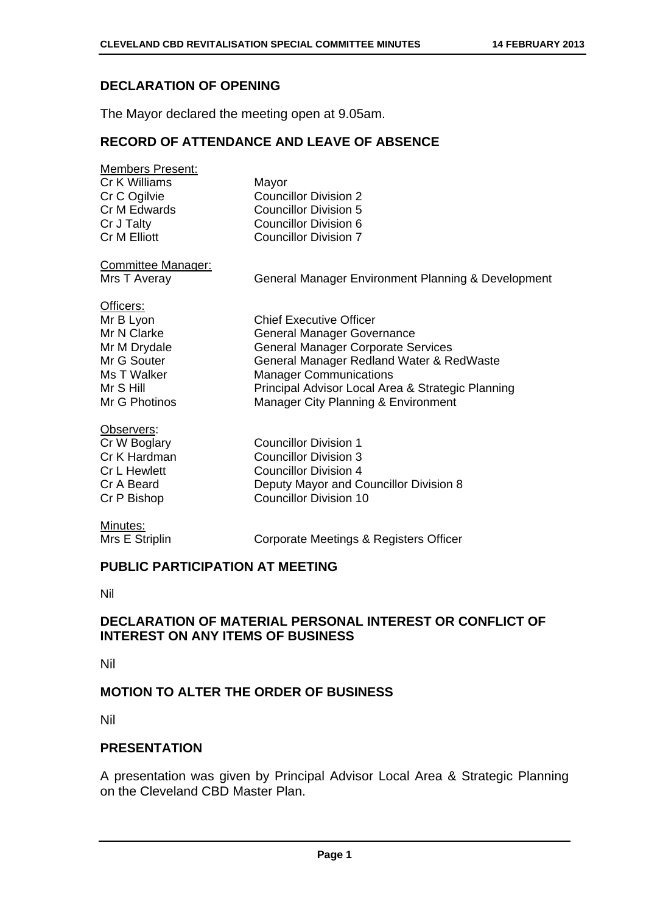## DECLARATION OF OPENING

The Mayor declared the meeting open at 9.05am.

## RECORD OF ATTENDANCE AND LEAVE OF ABSENCE

Members Present:

| | |
|---|---|
| Cr K Williams | Mayor |
| Cr C Ogilvie | Councillor Division 2 |
| Cr M Edwards | Councillor Division 5 |
| Cr J Talty | Councillor Division 6 |
| Cr M Elliott | Councillor Division 7 |

Committee Manager:

| | |
|---|---|
| Mrs T Averay | General Manager Environment Planning & Development |

Officers:

| | |
|---|---|
| Mr B Lyon | Chief Executive Officer |
| Mr N Clarke | General Manager Governance |
| Mr M Drydale | General Manager Corporate Services |
| Mr G Souter | General Manager Redland Water & RedWaste |
| Ms T Walker | Manager Communications |
| Mr S Hill | Principal Advisor Local Area & Strategic Planning |
| Mr G Photinos | Manager City Planning & Environment |

Observers:

| | |
|---|---|
| Cr W Boglary | Councillor Division 1 |
| Cr K Hardman | Councillor Division 3 |
| Cr L Hewlett | Councillor Division 4 |
| Cr A Beard | Deputy Mayor and Councillor Division 8 |
| Cr P Bishop | Councillor Division 10 |

Minutes:

| | |
|---|---|
| Mrs E Striplin | Corporate Meetings & Registers Officer |

## PUBLIC PARTICIPATION AT MEETING

Nil

## DECLARATION OF MATERIAL PERSONAL INTEREST OR CONFLICT OF INTEREST ON ANY ITEMS OF BUSINESS

Nil

## MOTION TO ALTER THE ORDER OF BUSINESS

Nil

## PRESENTATION

A presentation was given by Principal Advisor Local Area & Strategic Planning on the Cleveland CBD Master Plan.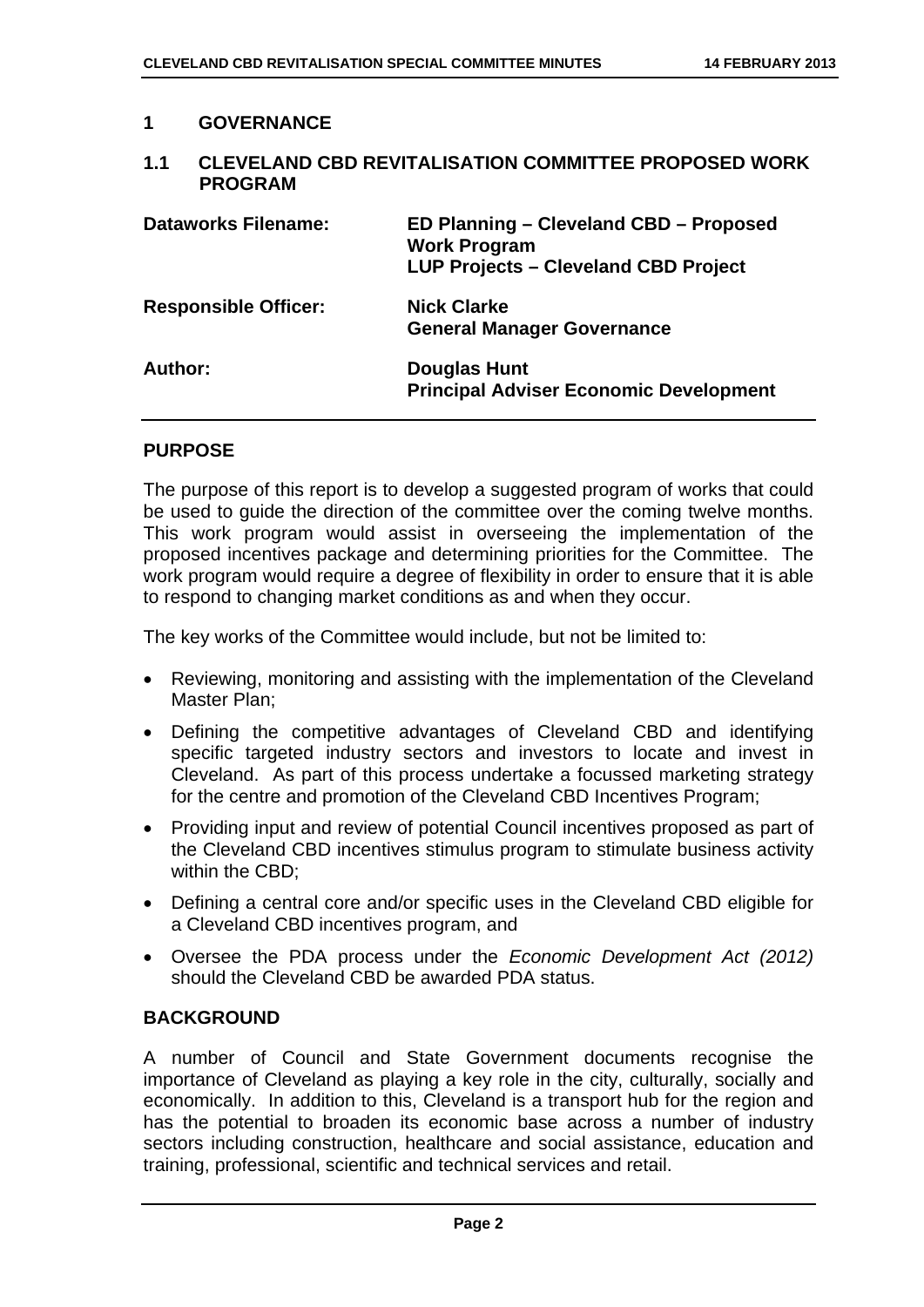## 1 GOVERNANCE

### 1.1 CLEVELAND CBD REVITALISATION COMMITTEE PROPOSED WORK PROGRAM

| | |
|---|---|
| **Dataworks Filename:** | **ED Planning – Cleveland CBD – Proposed Work Program**<br>**LUP Projects – Cleveland CBD Project** |
| **Responsible Officer:** | **Nick Clarke**<br>**General Manager Governance** |
| **Author:** | **Douglas Hunt**<br>**Principal Adviser Economic Development** |

#### PURPOSE

The purpose of this report is to develop a suggested program of works that could be used to guide the direction of the committee over the coming twelve months. This work program would assist in overseeing the implementation of the proposed incentives package and determining priorities for the Committee. The work program would require a degree of flexibility in order to ensure that it is able to respond to changing market conditions as and when they occur.

The key works of the Committee would include, but not be limited to:

- Reviewing, monitoring and assisting with the implementation of the Cleveland Master Plan;
- Defining the competitive advantages of Cleveland CBD and identifying specific targeted industry sectors and investors to locate and invest in Cleveland. As part of this process undertake a focussed marketing strategy for the centre and promotion of the Cleveland CBD Incentives Program;
- Providing input and review of potential Council incentives proposed as part of the Cleveland CBD incentives stimulus program to stimulate business activity within the CBD;
- Defining a central core and/or specific uses in the Cleveland CBD eligible for a Cleveland CBD incentives program, and
- Oversee the PDA process under the *Economic Development Act (2012)* should the Cleveland CBD be awarded PDA status.

#### BACKGROUND

A number of Council and State Government documents recognise the importance of Cleveland as playing a key role in the city, culturally, socially and economically. In addition to this, Cleveland is a transport hub for the region and has the potential to broaden its economic base across a number of industry sectors including construction, healthcare and social assistance, education and training, professional, scientific and technical services and retail.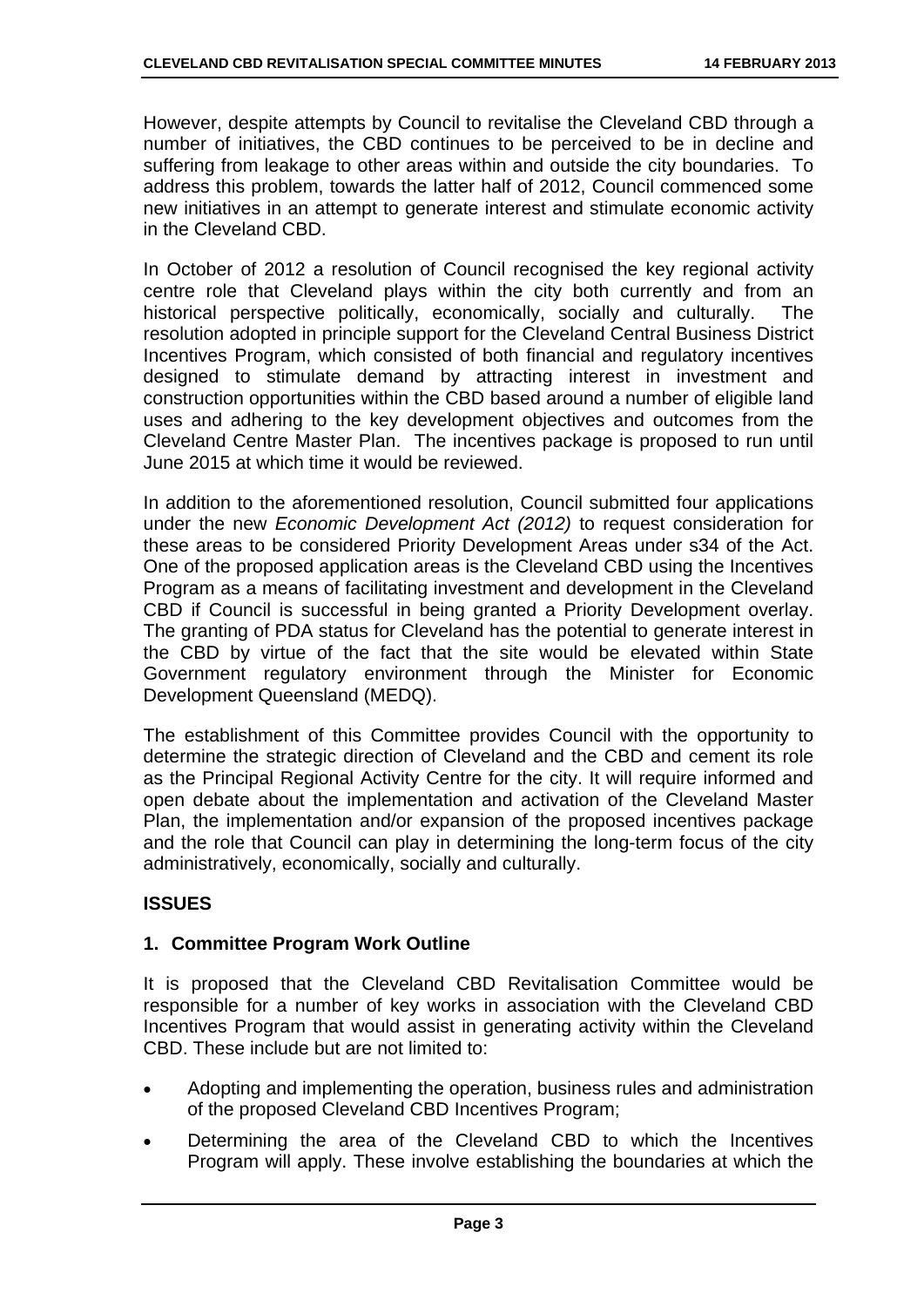However, despite attempts by Council to revitalise the Cleveland CBD through a number of initiatives, the CBD continues to be perceived to be in decline and suffering from leakage to other areas within and outside the city boundaries. To address this problem, towards the latter half of 2012, Council commenced some new initiatives in an attempt to generate interest and stimulate economic activity in the Cleveland CBD.

In October of 2012 a resolution of Council recognised the key regional activity centre role that Cleveland plays within the city both currently and from an historical perspective politically, economically, socially and culturally. The resolution adopted in principle support for the Cleveland Central Business District Incentives Program, which consisted of both financial and regulatory incentives designed to stimulate demand by attracting interest in investment and construction opportunities within the CBD based around a number of eligible land uses and adhering to the key development objectives and outcomes from the Cleveland Centre Master Plan. The incentives package is proposed to run until June 2015 at which time it would be reviewed.

In addition to the aforementioned resolution, Council submitted four applications under the new *Economic Development Act (2012)* to request consideration for these areas to be considered Priority Development Areas under s34 of the Act. One of the proposed application areas is the Cleveland CBD using the Incentives Program as a means of facilitating investment and development in the Cleveland CBD if Council is successful in being granted a Priority Development overlay. The granting of PDA status for Cleveland has the potential to generate interest in the CBD by virtue of the fact that the site would be elevated within State Government regulatory environment through the Minister for Economic Development Queensland (MEDQ).

The establishment of this Committee provides Council with the opportunity to determine the strategic direction of Cleveland and the CBD and cement its role as the Principal Regional Activity Centre for the city. It will require informed and open debate about the implementation and activation of the Cleveland Master Plan, the implementation and/or expansion of the proposed incentives package and the role that Council can play in determining the long-term focus of the city administratively, economically, socially and culturally.

## ISSUES

### 1. Committee Program Work Outline

It is proposed that the Cleveland CBD Revitalisation Committee would be responsible for a number of key works in association with the Cleveland CBD Incentives Program that would assist in generating activity within the Cleveland CBD. These include but are not limited to:

- Adopting and implementing the operation, business rules and administration of the proposed Cleveland CBD Incentives Program;
- Determining the area of the Cleveland CBD to which the Incentives Program will apply. These involve establishing the boundaries at which the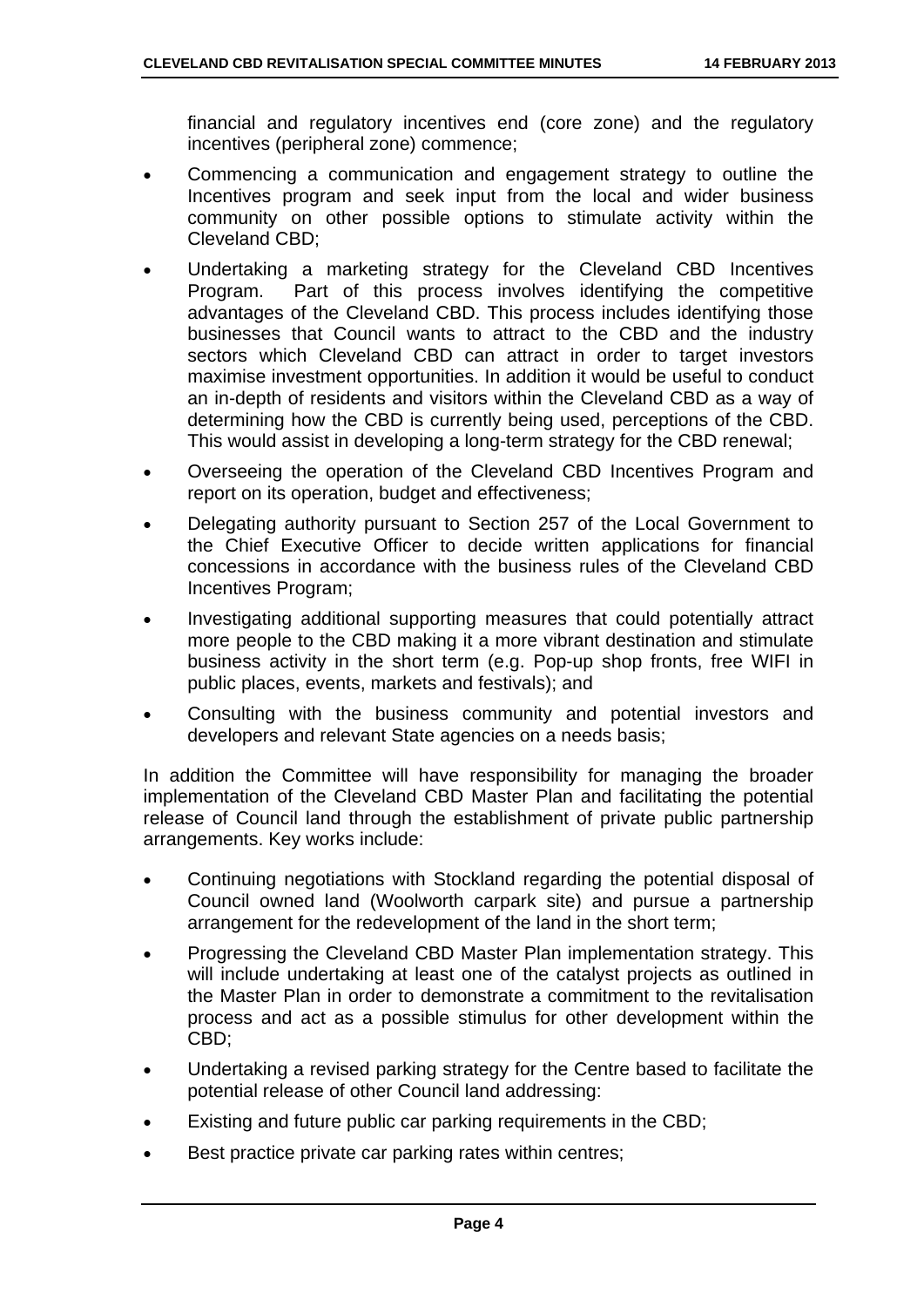financial and regulatory incentives end (core zone) and the regulatory incentives (peripheral zone) commence;

- Commencing a communication and engagement strategy to outline the Incentives program and seek input from the local and wider business community on other possible options to stimulate activity within the Cleveland CBD;
- Undertaking a marketing strategy for the Cleveland CBD Incentives Program. Part of this process involves identifying the competitive advantages of the Cleveland CBD. This process includes identifying those businesses that Council wants to attract to the CBD and the industry sectors which Cleveland CBD can attract in order to target investors maximise investment opportunities. In addition it would be useful to conduct an in-depth of residents and visitors within the Cleveland CBD as a way of determining how the CBD is currently being used, perceptions of the CBD. This would assist in developing a long-term strategy for the CBD renewal;
- Overseeing the operation of the Cleveland CBD Incentives Program and report on its operation, budget and effectiveness;
- Delegating authority pursuant to Section 257 of the Local Government to the Chief Executive Officer to decide written applications for financial concessions in accordance with the business rules of the Cleveland CBD Incentives Program;
- Investigating additional supporting measures that could potentially attract more people to the CBD making it a more vibrant destination and stimulate business activity in the short term (e.g. Pop-up shop fronts, free WIFI in public places, events, markets and festivals); and
- Consulting with the business community and potential investors and developers and relevant State agencies on a needs basis;

In addition the Committee will have responsibility for managing the broader implementation of the Cleveland CBD Master Plan and facilitating the potential release of Council land through the establishment of private public partnership arrangements. Key works include:

- Continuing negotiations with Stockland regarding the potential disposal of Council owned land (Woolworth carpark site) and pursue a partnership arrangement for the redevelopment of the land in the short term;
- Progressing the Cleveland CBD Master Plan implementation strategy. This will include undertaking at least one of the catalyst projects as outlined in the Master Plan in order to demonstrate a commitment to the revitalisation process and act as a possible stimulus for other development within the CBD;
- Undertaking a revised parking strategy for the Centre based to facilitate the potential release of other Council land addressing:
- Existing and future public car parking requirements in the CBD;
- Best practice private car parking rates within centres;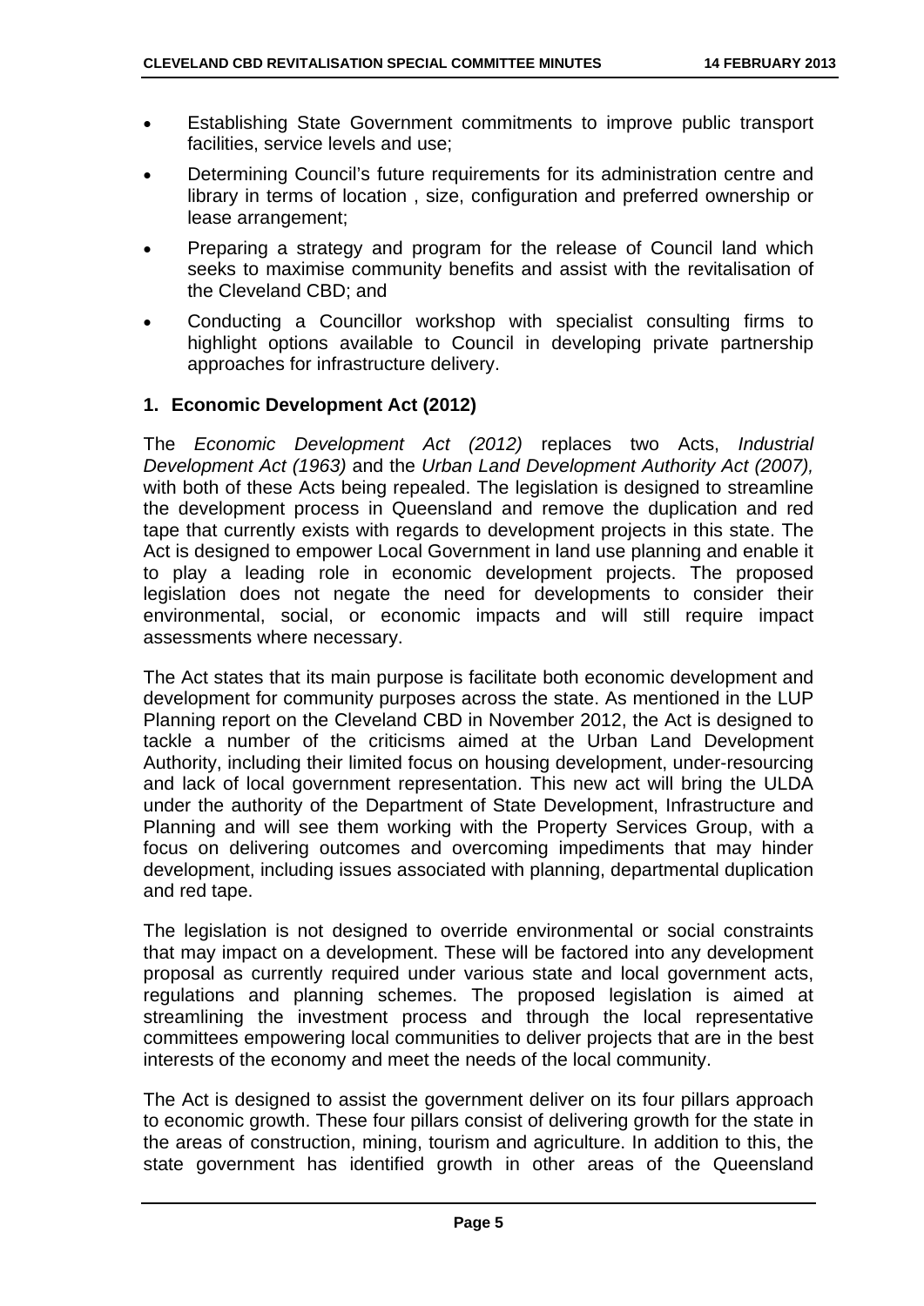- Establishing State Government commitments to improve public transport facilities, service levels and use;
- Determining Council's future requirements for its administration centre and library in terms of location , size, configuration and preferred ownership or lease arrangement;
- Preparing a strategy and program for the release of Council land which seeks to maximise community benefits and assist with the revitalisation of the Cleveland CBD; and
- Conducting a Councillor workshop with specialist consulting firms to highlight options available to Council in developing private partnership approaches for infrastructure delivery.

### 1. Economic Development Act (2012)

The *Economic Development Act (2012)* replaces two Acts, *Industrial Development Act (1963)* and the *Urban Land Development Authority Act (2007),* with both of these Acts being repealed. The legislation is designed to streamline the development process in Queensland and remove the duplication and red tape that currently exists with regards to development projects in this state. The Act is designed to empower Local Government in land use planning and enable it to play a leading role in economic development projects. The proposed legislation does not negate the need for developments to consider their environmental, social, or economic impacts and will still require impact assessments where necessary.

The Act states that its main purpose is facilitate both economic development and development for community purposes across the state. As mentioned in the LUP Planning report on the Cleveland CBD in November 2012, the Act is designed to tackle a number of the criticisms aimed at the Urban Land Development Authority, including their limited focus on housing development, under-resourcing and lack of local government representation. This new act will bring the ULDA under the authority of the Department of State Development, Infrastructure and Planning and will see them working with the Property Services Group, with a focus on delivering outcomes and overcoming impediments that may hinder development, including issues associated with planning, departmental duplication and red tape.

The legislation is not designed to override environmental or social constraints that may impact on a development. These will be factored into any development proposal as currently required under various state and local government acts, regulations and planning schemes. The proposed legislation is aimed at streamlining the investment process and through the local representative committees empowering local communities to deliver projects that are in the best interests of the economy and meet the needs of the local community.

The Act is designed to assist the government deliver on its four pillars approach to economic growth. These four pillars consist of delivering growth for the state in the areas of construction, mining, tourism and agriculture. In addition to this, the state government has identified growth in other areas of the Queensland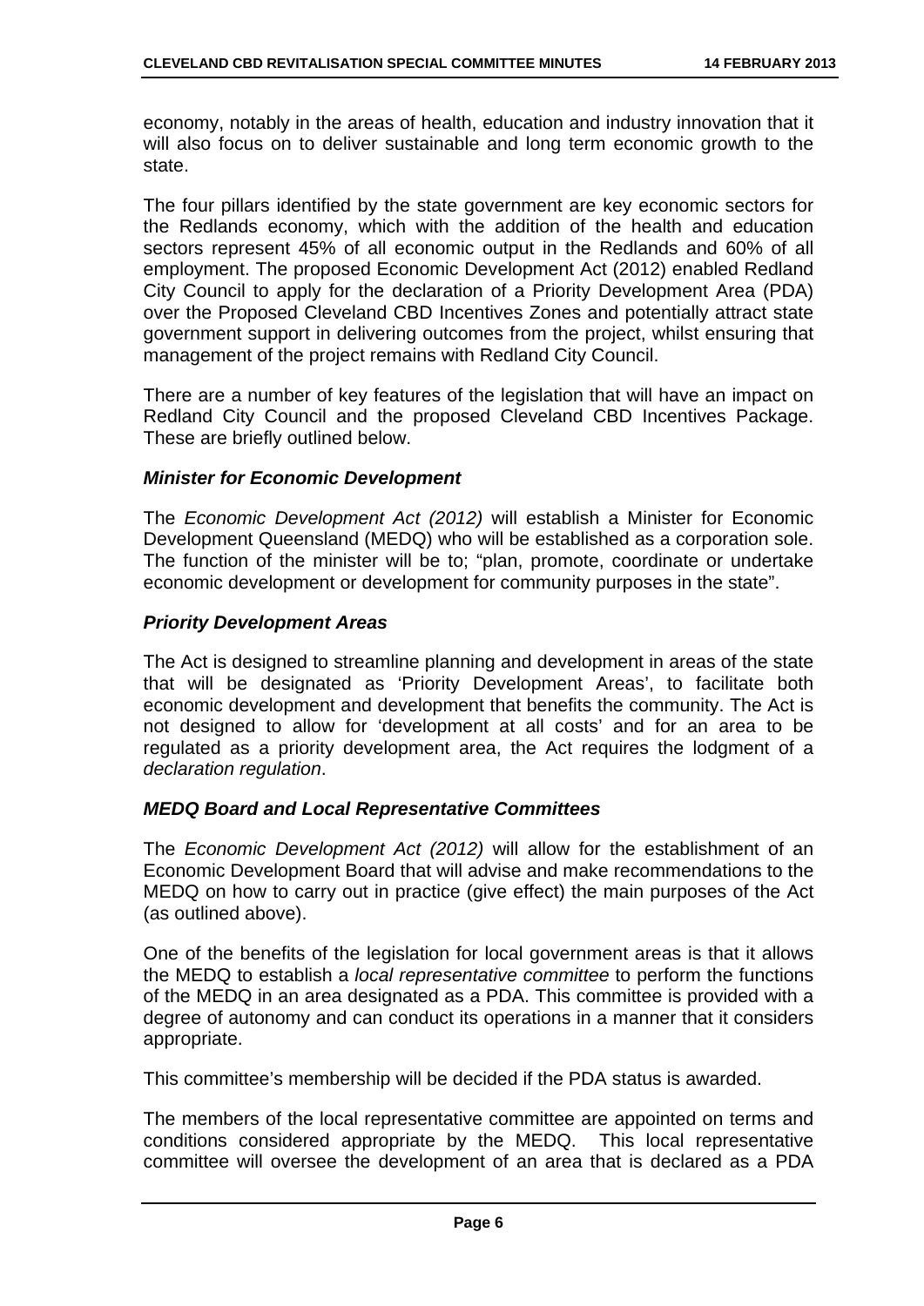economy, notably in the areas of health, education and industry innovation that it will also focus on to deliver sustainable and long term economic growth to the state.

The four pillars identified by the state government are key economic sectors for the Redlands economy, which with the addition of the health and education sectors represent 45% of all economic output in the Redlands and 60% of all employment. The proposed Economic Development Act (2012) enabled Redland City Council to apply for the declaration of a Priority Development Area (PDA) over the Proposed Cleveland CBD Incentives Zones and potentially attract state government support in delivering outcomes from the project, whilst ensuring that management of the project remains with Redland City Council.

There are a number of key features of the legislation that will have an impact on Redland City Council and the proposed Cleveland CBD Incentives Package. These are briefly outlined below.

***Minister for Economic Development***

The *Economic Development Act (2012)* will establish a Minister for Economic Development Queensland (MEDQ) who will be established as a corporation sole. The function of the minister will be to; "plan, promote, coordinate or undertake economic development or development for community purposes in the state".

***Priority Development Areas***

The Act is designed to streamline planning and development in areas of the state that will be designated as 'Priority Development Areas', to facilitate both economic development and development that benefits the community. The Act is not designed to allow for 'development at all costs' and for an area to be regulated as a priority development area, the Act requires the lodgment of a *declaration regulation*.

***MEDQ Board and Local Representative Committees***

The *Economic Development Act (2012)* will allow for the establishment of an Economic Development Board that will advise and make recommendations to the MEDQ on how to carry out in practice (give effect) the main purposes of the Act (as outlined above).

One of the benefits of the legislation for local government areas is that it allows the MEDQ to establish a *local representative committee* to perform the functions of the MEDQ in an area designated as a PDA. This committee is provided with a degree of autonomy and can conduct its operations in a manner that it considers appropriate.

This committee's membership will be decided if the PDA status is awarded.

The members of the local representative committee are appointed on terms and conditions considered appropriate by the MEDQ. This local representative committee will oversee the development of an area that is declared as a PDA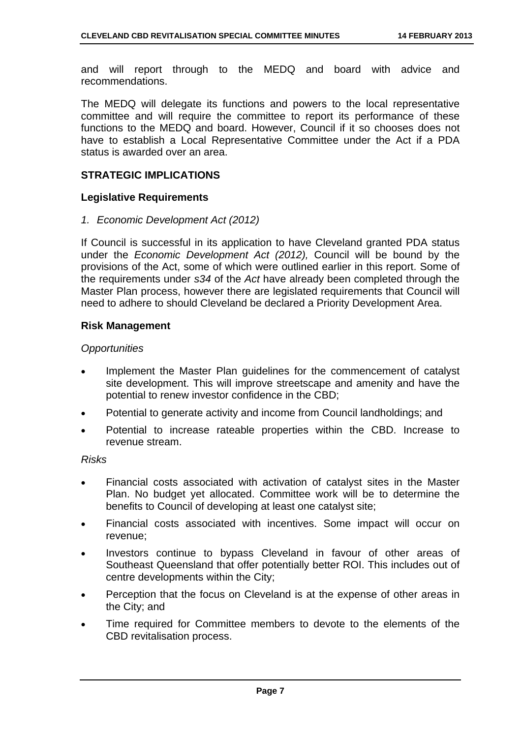and will report through to the MEDQ and board with advice and recommendations.

The MEDQ will delegate its functions and powers to the local representative committee and will require the committee to report its performance of these functions to the MEDQ and board. However, Council if it so chooses does not have to establish a Local Representative Committee under the Act if a PDA status is awarded over an area.

## STRATEGIC IMPLICATIONS

### Legislative Requirements

*1. Economic Development Act (2012)*

If Council is successful in its application to have Cleveland granted PDA status under the *Economic Development Act (2012),* Council will be bound by the provisions of the Act, some of which were outlined earlier in this report. Some of the requirements under *s34* of the *Act* have already been completed through the Master Plan process, however there are legislated requirements that Council will need to adhere to should Cleveland be declared a Priority Development Area.

### Risk Management

*Opportunities*

- Implement the Master Plan guidelines for the commencement of catalyst site development. This will improve streetscape and amenity and have the potential to renew investor confidence in the CBD;
- Potential to generate activity and income from Council landholdings; and
- Potential to increase rateable properties within the CBD. Increase to revenue stream.

*Risks*

- Financial costs associated with activation of catalyst sites in the Master Plan. No budget yet allocated. Committee work will be to determine the benefits to Council of developing at least one catalyst site;
- Financial costs associated with incentives. Some impact will occur on revenue;
- Investors continue to bypass Cleveland in favour of other areas of Southeast Queensland that offer potentially better ROI. This includes out of centre developments within the City;
- Perception that the focus on Cleveland is at the expense of other areas in the City; and
- Time required for Committee members to devote to the elements of the CBD revitalisation process.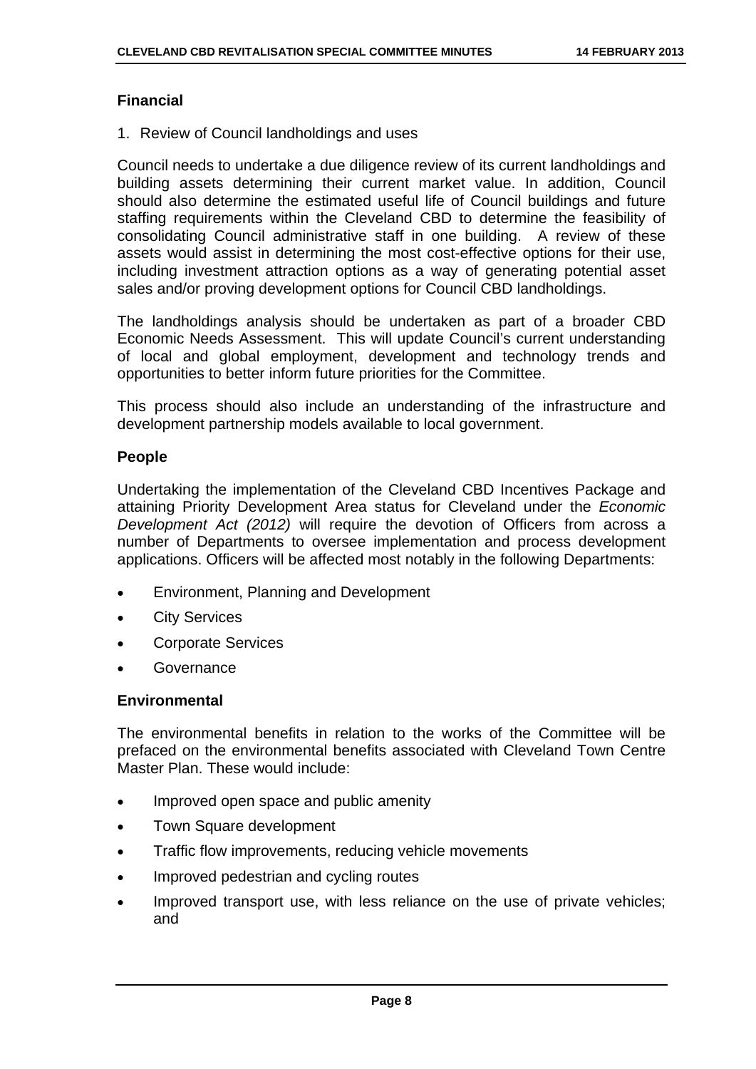### Financial

1. Review of Council landholdings and uses

Council needs to undertake a due diligence review of its current landholdings and building assets determining their current market value. In addition, Council should also determine the estimated useful life of Council buildings and future staffing requirements within the Cleveland CBD to determine the feasibility of consolidating Council administrative staff in one building. A review of these assets would assist in determining the most cost-effective options for their use, including investment attraction options as a way of generating potential asset sales and/or proving development options for Council CBD landholdings.

The landholdings analysis should be undertaken as part of a broader CBD Economic Needs Assessment. This will update Council's current understanding of local and global employment, development and technology trends and opportunities to better inform future priorities for the Committee.

This process should also include an understanding of the infrastructure and development partnership models available to local government.

### People

Undertaking the implementation of the Cleveland CBD Incentives Package and attaining Priority Development Area status for Cleveland under the *Economic Development Act (2012)* will require the devotion of Officers from across a number of Departments to oversee implementation and process development applications. Officers will be affected most notably in the following Departments:

- Environment, Planning and Development
- City Services
- Corporate Services
- Governance

### Environmental

The environmental benefits in relation to the works of the Committee will be prefaced on the environmental benefits associated with Cleveland Town Centre Master Plan. These would include:

- Improved open space and public amenity
- Town Square development
- Traffic flow improvements, reducing vehicle movements
- Improved pedestrian and cycling routes
- Improved transport use, with less reliance on the use of private vehicles; and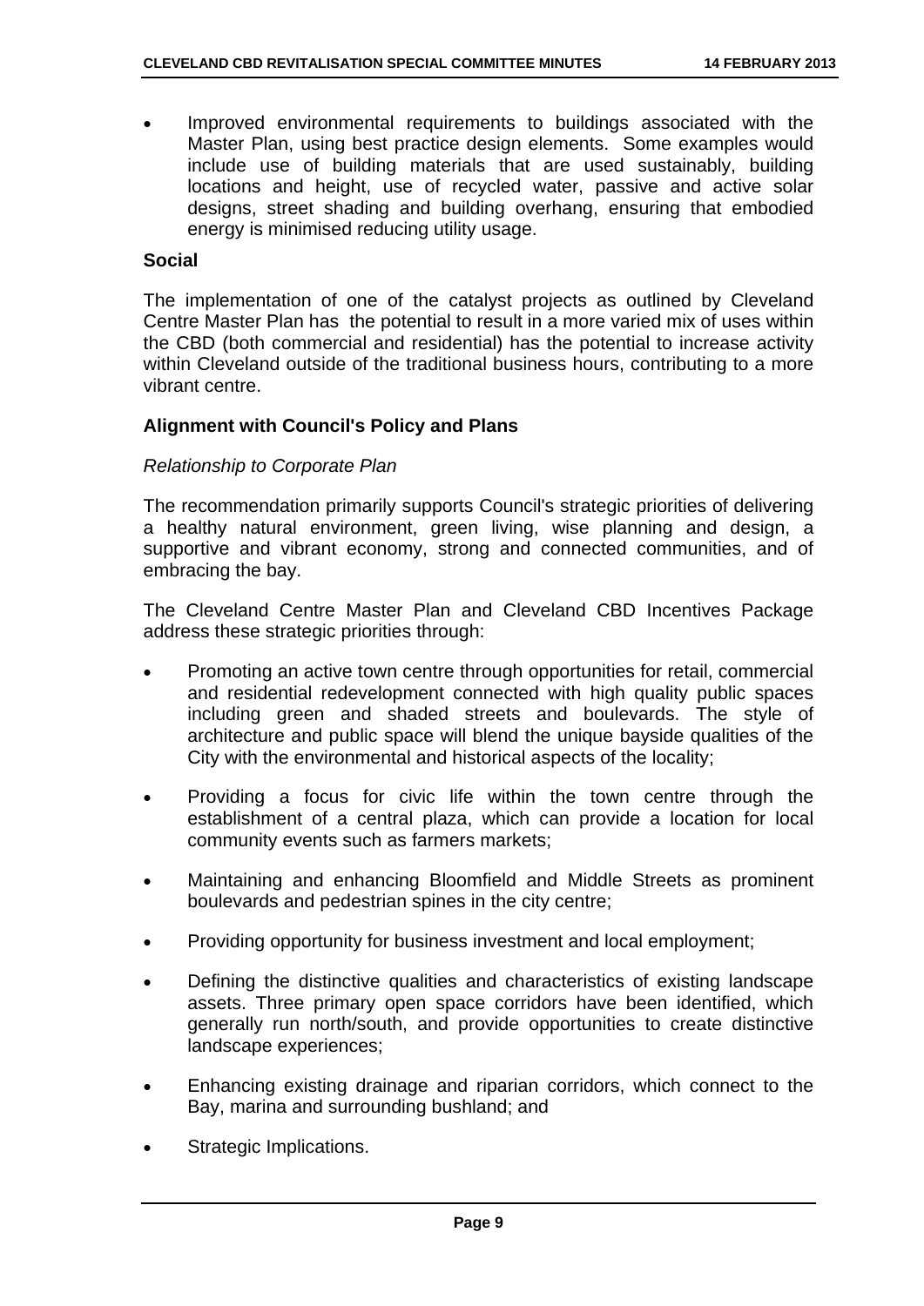- Improved environmental requirements to buildings associated with the Master Plan, using best practice design elements. Some examples would include use of building materials that are used sustainably, building locations and height, use of recycled water, passive and active solar designs, street shading and building overhang, ensuring that embodied energy is minimised reducing utility usage.

**Social**

The implementation of one of the catalyst projects as outlined by Cleveland Centre Master Plan has the potential to result in a more varied mix of uses within the CBD (both commercial and residential) has the potential to increase activity within Cleveland outside of the traditional business hours, contributing to a more vibrant centre.

**Alignment with Council's Policy and Plans**

*Relationship to Corporate Plan*

The recommendation primarily supports Council's strategic priorities of delivering a healthy natural environment, green living, wise planning and design, a supportive and vibrant economy, strong and connected communities, and of embracing the bay.

The Cleveland Centre Master Plan and Cleveland CBD Incentives Package address these strategic priorities through:

- Promoting an active town centre through opportunities for retail, commercial and residential redevelopment connected with high quality public spaces including green and shaded streets and boulevards. The style of architecture and public space will blend the unique bayside qualities of the City with the environmental and historical aspects of the locality;

- Providing a focus for civic life within the town centre through the establishment of a central plaza, which can provide a location for local community events such as farmers markets;

- Maintaining and enhancing Bloomfield and Middle Streets as prominent boulevards and pedestrian spines in the city centre;

- Providing opportunity for business investment and local employment;

- Defining the distinctive qualities and characteristics of existing landscape assets. Three primary open space corridors have been identified, which generally run north/south, and provide opportunities to create distinctive landscape experiences;

- Enhancing existing drainage and riparian corridors, which connect to the Bay, marina and surrounding bushland; and

- Strategic Implications.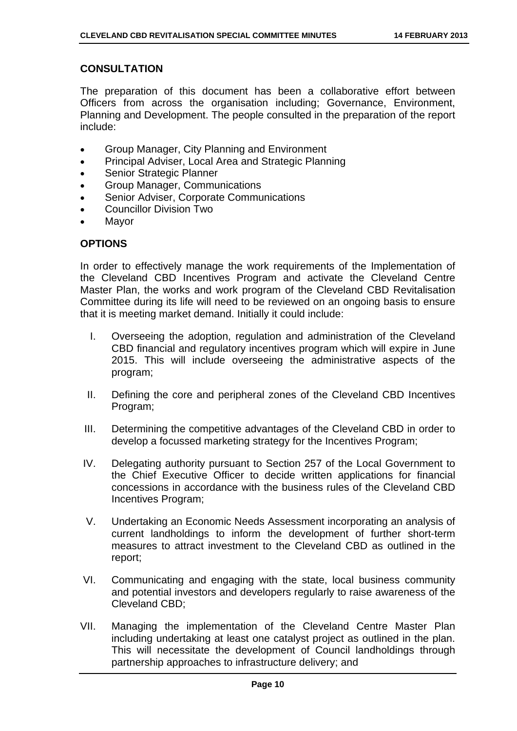## CONSULTATION

The preparation of this document has been a collaborative effort between Officers from across the organisation including; Governance, Environment, Planning and Development. The people consulted in the preparation of the report include:

- Group Manager, City Planning and Environment
- Principal Adviser, Local Area and Strategic Planning
- Senior Strategic Planner
- Group Manager, Communications
- Senior Adviser, Corporate Communications
- Councillor Division Two
- Mayor

## OPTIONS

In order to effectively manage the work requirements of the Implementation of the Cleveland CBD Incentives Program and activate the Cleveland Centre Master Plan, the works and work program of the Cleveland CBD Revitalisation Committee during its life will need to be reviewed on an ongoing basis to ensure that it is meeting market demand. Initially it could include:

I. Overseeing the adoption, regulation and administration of the Cleveland CBD financial and regulatory incentives program which will expire in June 2015. This will include overseeing the administrative aspects of the program;

II. Defining the core and peripheral zones of the Cleveland CBD Incentives Program;

III. Determining the competitive advantages of the Cleveland CBD in order to develop a focussed marketing strategy for the Incentives Program;

IV. Delegating authority pursuant to Section 257 of the Local Government to the Chief Executive Officer to decide written applications for financial concessions in accordance with the business rules of the Cleveland CBD Incentives Program;

V. Undertaking an Economic Needs Assessment incorporating an analysis of current landholdings to inform the development of further short-term measures to attract investment to the Cleveland CBD as outlined in the report;

VI. Communicating and engaging with the state, local business community and potential investors and developers regularly to raise awareness of the Cleveland CBD;

VII. Managing the implementation of the Cleveland Centre Master Plan including undertaking at least one catalyst project as outlined in the plan. This will necessitate the development of Council landholdings through partnership approaches to infrastructure delivery; and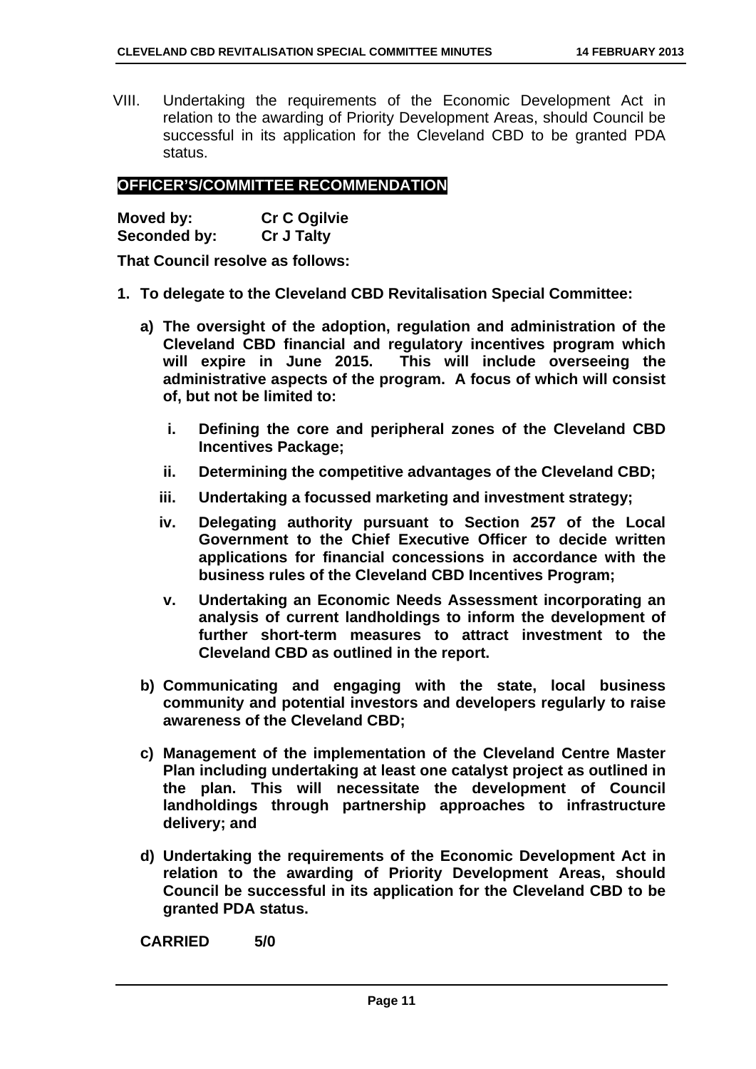VIII. Undertaking the requirements of the Economic Development Act in relation to the awarding of Priority Development Areas, should Council be successful in its application for the Cleveland CBD to be granted PDA status.

## OFFICER'S/COMMITTEE RECOMMENDATION

| **Moved by:** | **Cr C Ogilvie** |
|---|---|
| **Seconded by:** | **Cr J Talty** |

**That Council resolve as follows:**

**1. To delegate to the Cleveland CBD Revitalisation Special Committee:**

**a) The oversight of the adoption, regulation and administration of the Cleveland CBD financial and regulatory incentives program which will expire in June 2015. This will include overseeing the administrative aspects of the program. A focus of which will consist of, but not be limited to:**

**i. Defining the core and peripheral zones of the Cleveland CBD Incentives Package;**

**ii. Determining the competitive advantages of the Cleveland CBD;**

**iii. Undertaking a focussed marketing and investment strategy;**

**iv. Delegating authority pursuant to Section 257 of the Local Government to the Chief Executive Officer to decide written applications for financial concessions in accordance with the business rules of the Cleveland CBD Incentives Program;**

**v. Undertaking an Economic Needs Assessment incorporating an analysis of current landholdings to inform the development of further short-term measures to attract investment to the Cleveland CBD as outlined in the report.**

**b) Communicating and engaging with the state, local business community and potential investors and developers regularly to raise awareness of the Cleveland CBD;**

**c) Management of the implementation of the Cleveland Centre Master Plan including undertaking at least one catalyst project as outlined in the plan. This will necessitate the development of Council landholdings through partnership approaches to infrastructure delivery; and**

**d) Undertaking the requirements of the Economic Development Act in relation to the awarding of Priority Development Areas, should Council be successful in its application for the Cleveland CBD to be granted PDA status.**

**CARRIED 5/0**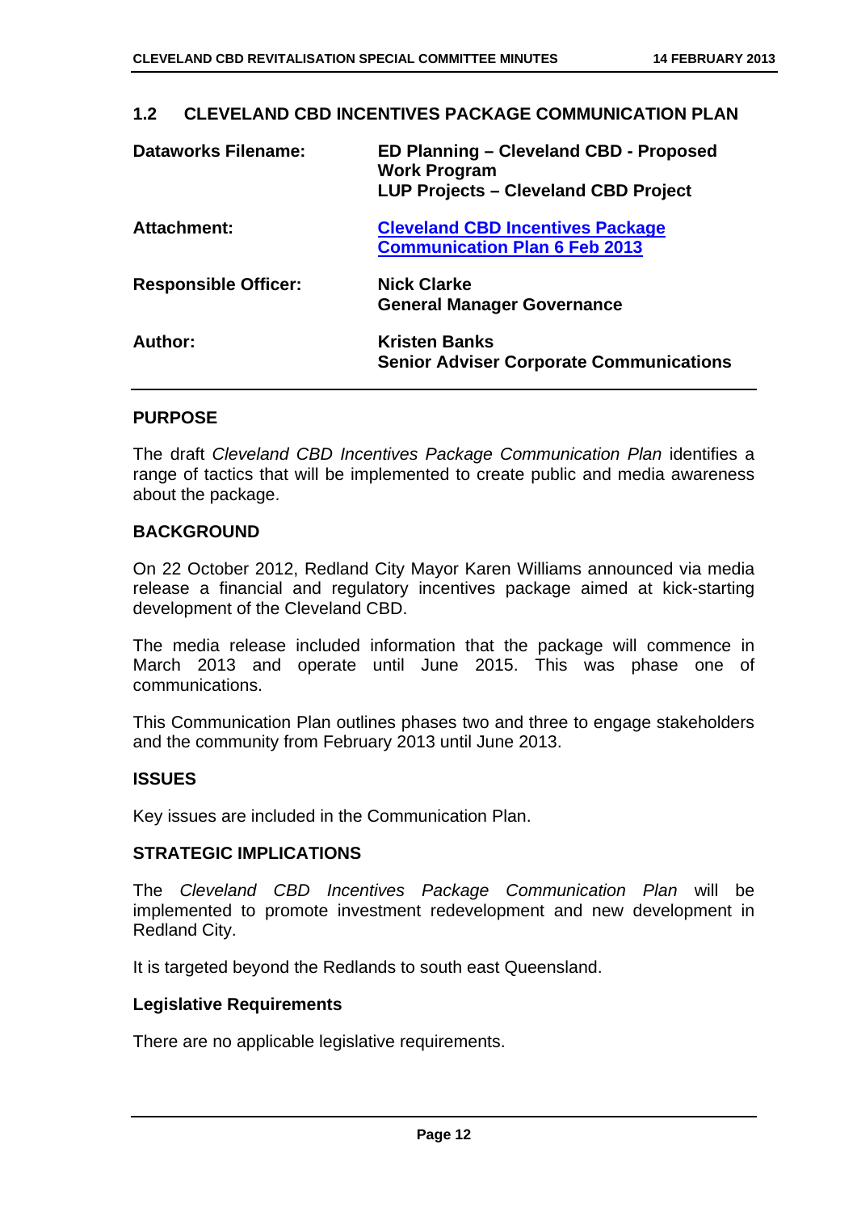## 1.2 CLEVELAND CBD INCENTIVES PACKAGE COMMUNICATION PLAN

| | |
|---|---|
| **Dataworks Filename:** | **ED Planning – Cleveland CBD - Proposed Work Program**<br>**LUP Projects – Cleveland CBD Project** |
| **Attachment:** | **Cleveland CBD Incentives Package Communication Plan 6 Feb 2013** |
| **Responsible Officer:** | **Nick Clarke**<br>**General Manager Governance** |
| **Author:** | **Kristen Banks**<br>**Senior Adviser Corporate Communications** |

### PURPOSE

The draft *Cleveland CBD Incentives Package Communication Plan* identifies a range of tactics that will be implemented to create public and media awareness about the package.

### BACKGROUND

On 22 October 2012, Redland City Mayor Karen Williams announced via media release a financial and regulatory incentives package aimed at kick-starting development of the Cleveland CBD.

The media release included information that the package will commence in March 2013 and operate until June 2015. This was phase one of communications.

This Communication Plan outlines phases two and three to engage stakeholders and the community from February 2013 until June 2013.

### ISSUES

Key issues are included in the Communication Plan.

### STRATEGIC IMPLICATIONS

The *Cleveland CBD Incentives Package Communication Plan* will be implemented to promote investment redevelopment and new development in Redland City.

It is targeted beyond the Redlands to south east Queensland.

#### Legislative Requirements

There are no applicable legislative requirements.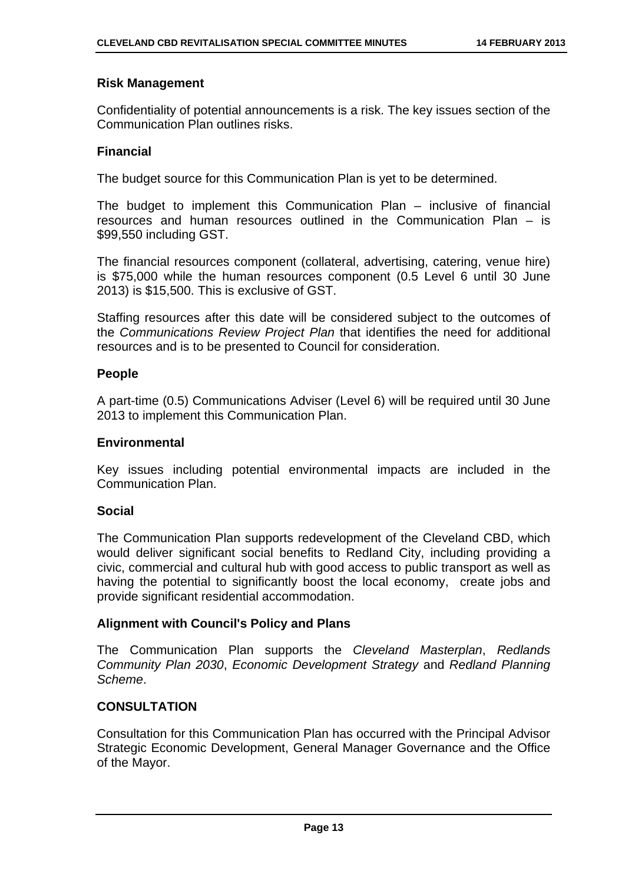**Risk Management**

Confidentiality of potential announcements is a risk. The key issues section of the Communication Plan outlines risks.

**Financial**

The budget source for this Communication Plan is yet to be determined.

The budget to implement this Communication Plan – inclusive of financial resources and human resources outlined in the Communication Plan – is $99,550 including GST.

The financial resources component (collateral, advertising, catering, venue hire) is $75,000 while the human resources component (0.5 Level 6 until 30 June 2013) is $15,500. This is exclusive of GST.

Staffing resources after this date will be considered subject to the outcomes of the *Communications Review Project Plan* that identifies the need for additional resources and is to be presented to Council for consideration.

**People**

A part-time (0.5) Communications Adviser (Level 6) will be required until 30 June 2013 to implement this Communication Plan.

**Environmental**

Key issues including potential environmental impacts are included in the Communication Plan.

**Social**

The Communication Plan supports redevelopment of the Cleveland CBD, which would deliver significant social benefits to Redland City, including providing a civic, commercial and cultural hub with good access to public transport as well as having the potential to significantly boost the local economy, create jobs and provide significant residential accommodation.

**Alignment with Council's Policy and Plans**

The Communication Plan supports the *Cleveland Masterplan*, *Redlands Community Plan 2030*, *Economic Development Strategy* and *Redland Planning Scheme*.

**CONSULTATION**

Consultation for this Communication Plan has occurred with the Principal Advisor Strategic Economic Development, General Manager Governance and the Office of the Mayor.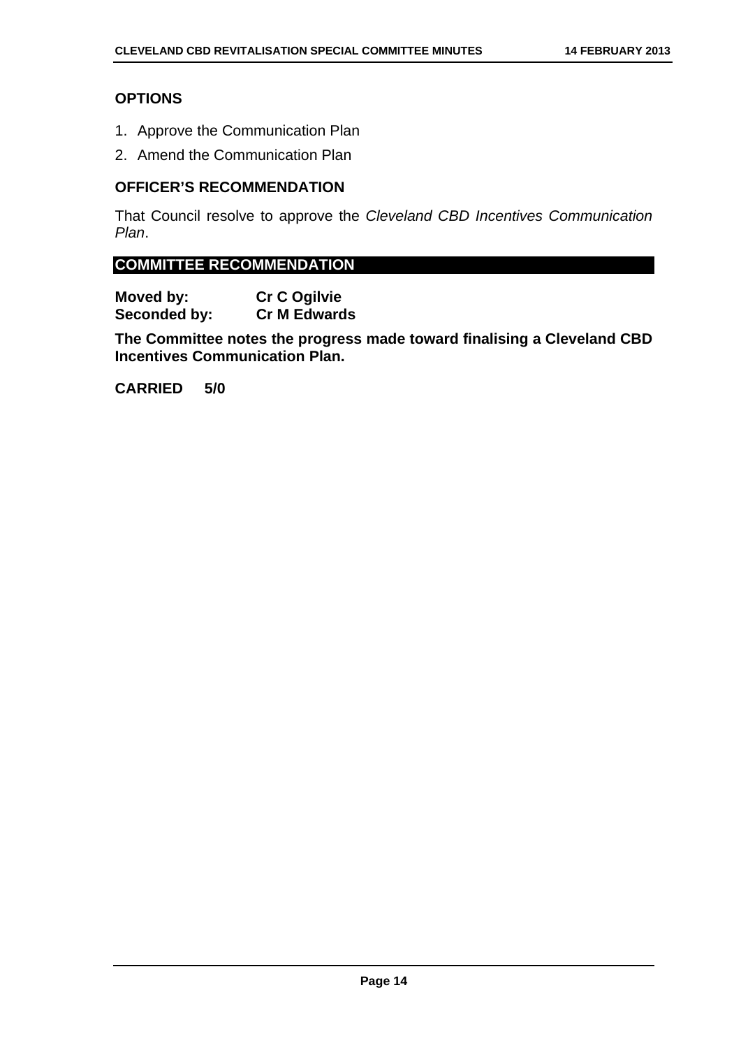### OPTIONS

1. Approve the Communication Plan
2. Amend the Communication Plan

### OFFICER'S RECOMMENDATION

That Council resolve to approve the *Cleveland CBD Incentives Communication Plan*.

### COMMITTEE RECOMMENDATION

**Moved by:** **Cr C Ogilvie**
**Seconded by:** **Cr M Edwards**

**The Committee notes the progress made toward finalising a Cleveland CBD Incentives Communication Plan.**

**CARRIED 5/0**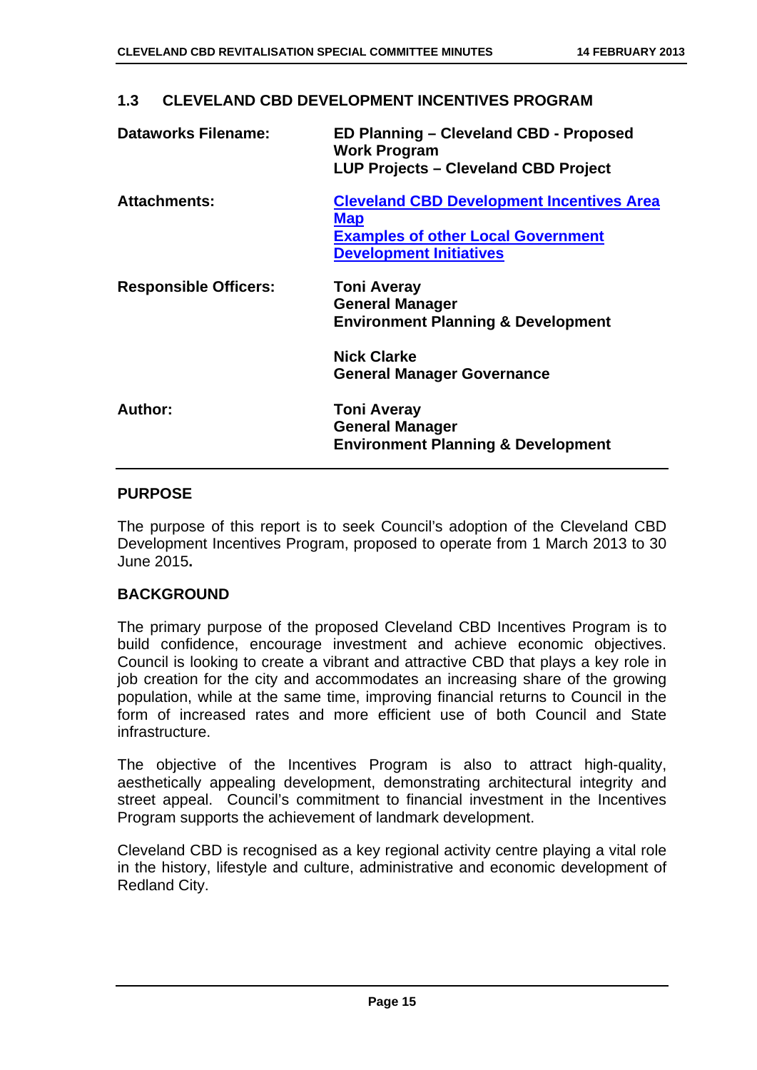### 1.3 CLEVELAND CBD DEVELOPMENT INCENTIVES PROGRAM

| | |
|---|---|
| **Dataworks Filename:** | **ED Planning – Cleveland CBD - Proposed Work Program**<br>**LUP Projects – Cleveland CBD Project** |
| **Attachments:** | **Cleveland CBD Development Incentives Area Map**<br>**Examples of other Local Government Development Initiatives** |
| **Responsible Officers:** | **Toni Averay**<br>**General Manager**<br>**Environment Planning & Development**<br><br>**Nick Clarke**<br>**General Manager Governance** |
| **Author:** | **Toni Averay**<br>**General Manager**<br>**Environment Planning & Development** |

#### PURPOSE

The purpose of this report is to seek Council's adoption of the Cleveland CBD Development Incentives Program, proposed to operate from 1 March 2013 to 30 June 2015**.**

#### BACKGROUND

The primary purpose of the proposed Cleveland CBD Incentives Program is to build confidence, encourage investment and achieve economic objectives. Council is looking to create a vibrant and attractive CBD that plays a key role in job creation for the city and accommodates an increasing share of the growing population, while at the same time, improving financial returns to Council in the form of increased rates and more efficient use of both Council and State infrastructure.

The objective of the Incentives Program is also to attract high-quality, aesthetically appealing development, demonstrating architectural integrity and street appeal. Council's commitment to financial investment in the Incentives Program supports the achievement of landmark development.

Cleveland CBD is recognised as a key regional activity centre playing a vital role in the history, lifestyle and culture, administrative and economic development of Redland City.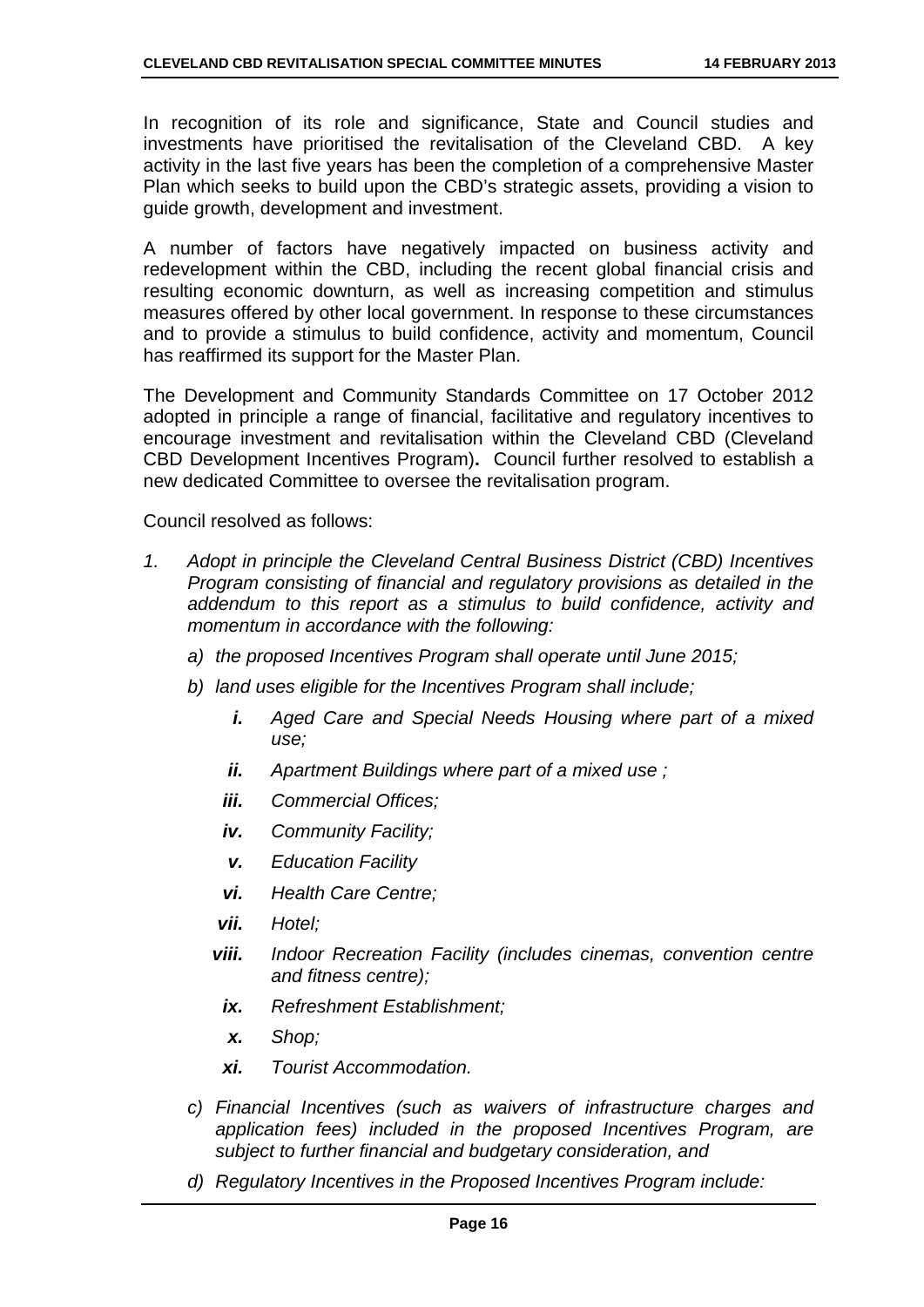In recognition of its role and significance, State and Council studies and investments have prioritised the revitalisation of the Cleveland CBD. A key activity in the last five years has been the completion of a comprehensive Master Plan which seeks to build upon the CBD's strategic assets, providing a vision to guide growth, development and investment.

A number of factors have negatively impacted on business activity and redevelopment within the CBD, including the recent global financial crisis and resulting economic downturn, as well as increasing competition and stimulus measures offered by other local government. In response to these circumstances and to provide a stimulus to build confidence, activity and momentum, Council has reaffirmed its support for the Master Plan.

The Development and Community Standards Committee on 17 October 2012 adopted in principle a range of financial, facilitative and regulatory incentives to encourage investment and revitalisation within the Cleveland CBD (Cleveland CBD Development Incentives Program)**.** Council further resolved to establish a new dedicated Committee to oversee the revitalisation program.

Council resolved as follows:

1. *Adopt in principle the Cleveland Central Business District (CBD) Incentives Program consisting of financial and regulatory provisions as detailed in the addendum to this report as a stimulus to build confidence, activity and momentum in accordance with the following:*
   - *a) the proposed Incentives Program shall operate until June 2015;*
   - *b) land uses eligible for the Incentives Program shall include;*
     - ***i.*** *Aged Care and Special Needs Housing where part of a mixed use;*
     - ***ii.*** *Apartment Buildings where part of a mixed use ;*
     - ***iii.*** *Commercial Offices;*
     - ***iv.*** *Community Facility;*
     - ***v.*** *Education Facility*
     - ***vi.*** *Health Care Centre;*
     - ***vii.*** *Hotel;*
     - ***viii.*** *Indoor Recreation Facility (includes cinemas, convention centre and fitness centre);*
     - ***ix.*** *Refreshment Establishment;*
     - ***x.*** *Shop;*
     - ***xi.*** *Tourist Accommodation.*
   - *c) Financial Incentives (such as waivers of infrastructure charges and application fees) included in the proposed Incentives Program, are subject to further financial and budgetary consideration, and*
   - *d) Regulatory Incentives in the Proposed Incentives Program include:*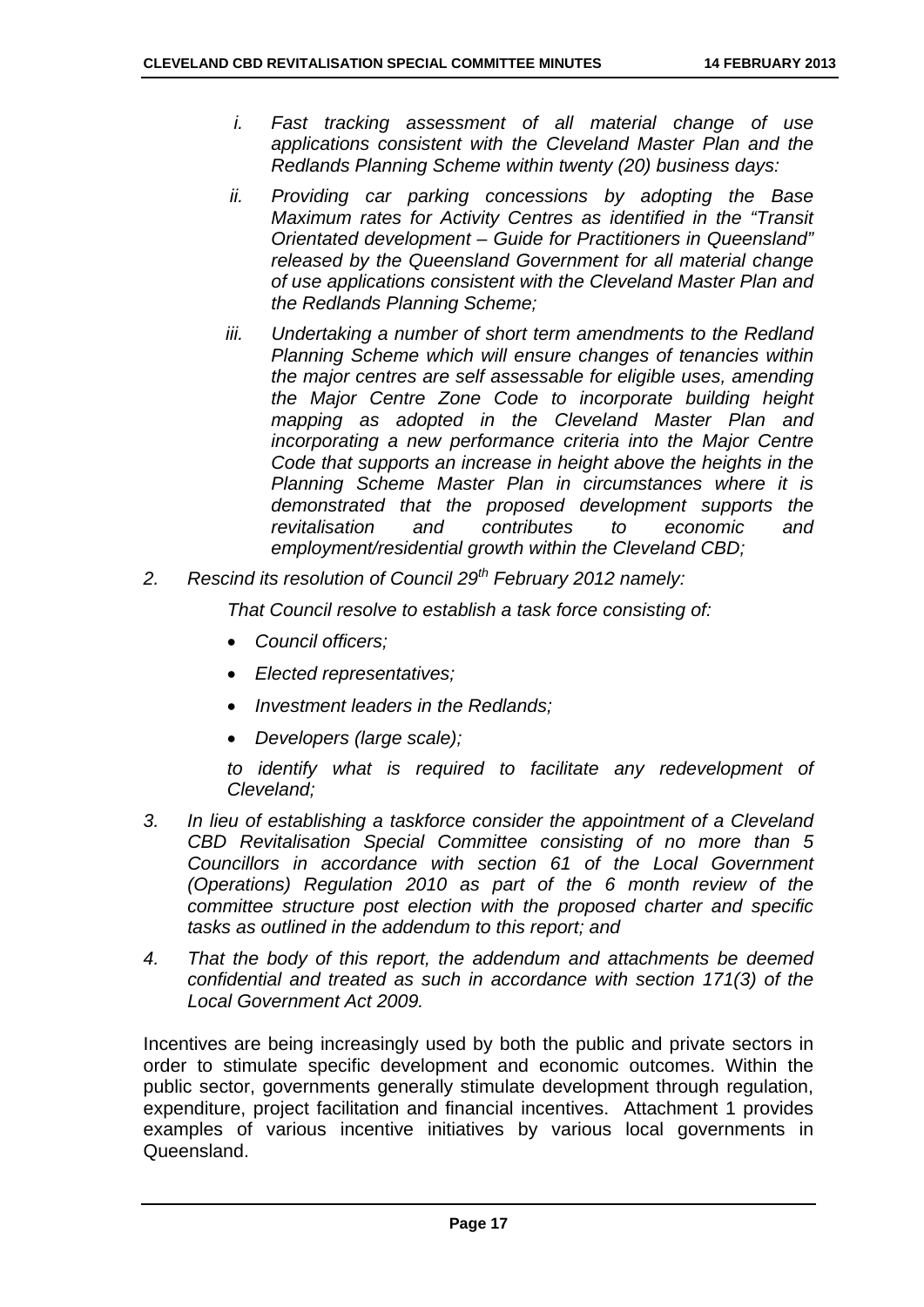*i. Fast tracking assessment of all material change of use applications consistent with the Cleveland Master Plan and the Redlands Planning Scheme within twenty (20) business days:*

*ii. Providing car parking concessions by adopting the Base Maximum rates for Activity Centres as identified in the "Transit Orientated development – Guide for Practitioners in Queensland" released by the Queensland Government for all material change of use applications consistent with the Cleveland Master Plan and the Redlands Planning Scheme;*

*iii. Undertaking a number of short term amendments to the Redland Planning Scheme which will ensure changes of tenancies within the major centres are self assessable for eligible uses, amending the Major Centre Zone Code to incorporate building height mapping as adopted in the Cleveland Master Plan and incorporating a new performance criteria into the Major Centre Code that supports an increase in height above the heights in the Planning Scheme Master Plan in circumstances where it is demonstrated that the proposed development supports the revitalisation and contributes to economic and employment/residential growth within the Cleveland CBD;*

2. *Rescind its resolution of Council 29th February 2012 namely:*

   *That Council resolve to establish a task force consisting of:*

   - *Council officers;*
   - *Elected representatives;*
   - *Investment leaders in the Redlands;*
   - *Developers (large scale);*

   *to identify what is required to facilitate any redevelopment of Cleveland;*

3. *In lieu of establishing a taskforce consider the appointment of a Cleveland CBD Revitalisation Special Committee consisting of no more than 5 Councillors in accordance with section 61 of the Local Government (Operations) Regulation 2010 as part of the 6 month review of the committee structure post election with the proposed charter and specific tasks as outlined in the addendum to this report; and*

4. *That the body of this report, the addendum and attachments be deemed confidential and treated as such in accordance with section 171(3) of the Local Government Act 2009.*

Incentives are being increasingly used by both the public and private sectors in order to stimulate specific development and economic outcomes. Within the public sector, governments generally stimulate development through regulation, expenditure, project facilitation and financial incentives. Attachment 1 provides examples of various incentive initiatives by various local governments in Queensland.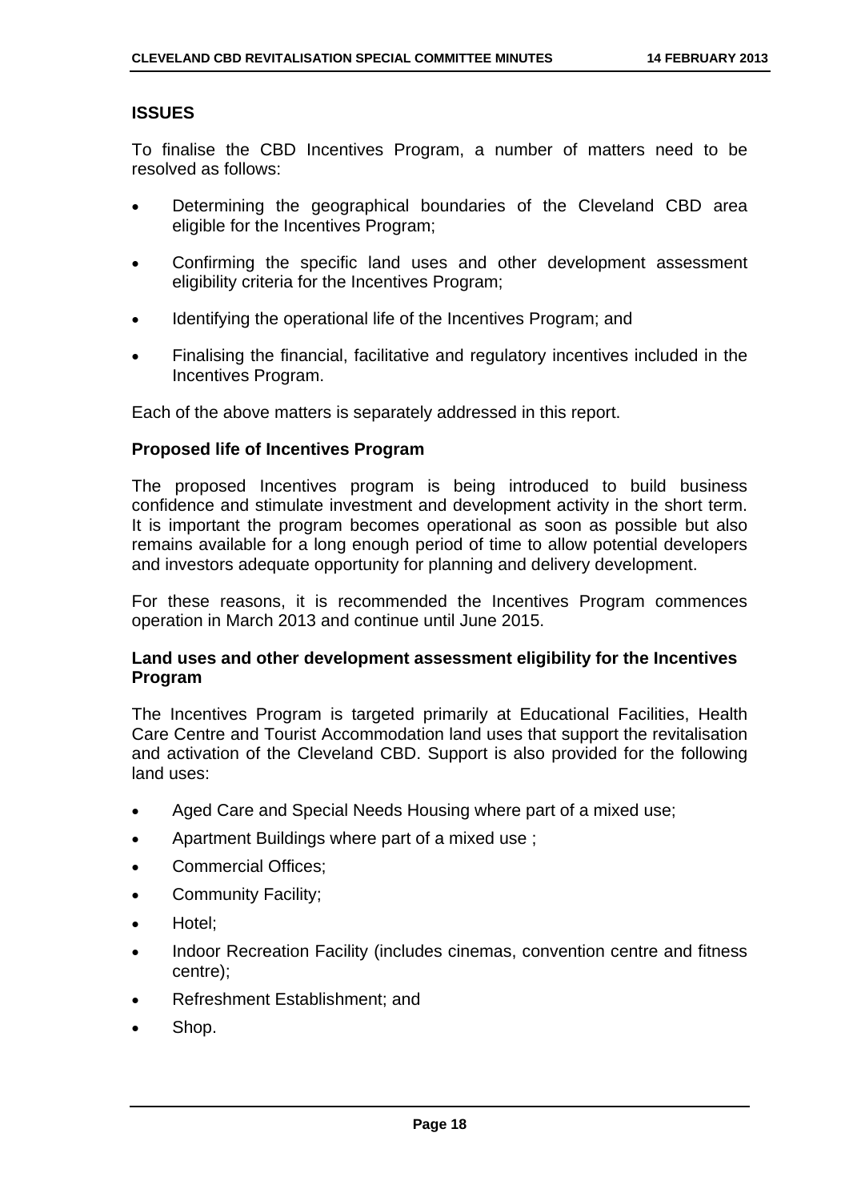## ISSUES

To finalise the CBD Incentives Program, a number of matters need to be resolved as follows:

- Determining the geographical boundaries of the Cleveland CBD area eligible for the Incentives Program;
- Confirming the specific land uses and other development assessment eligibility criteria for the Incentives Program;
- Identifying the operational life of the Incentives Program; and
- Finalising the financial, facilitative and regulatory incentives included in the Incentives Program.

Each of the above matters is separately addressed in this report.

### Proposed life of Incentives Program

The proposed Incentives program is being introduced to build business confidence and stimulate investment and development activity in the short term. It is important the program becomes operational as soon as possible but also remains available for a long enough period of time to allow potential developers and investors adequate opportunity for planning and delivery development.

For these reasons, it is recommended the Incentives Program commences operation in March 2013 and continue until June 2015.

### Land uses and other development assessment eligibility for the Incentives Program

The Incentives Program is targeted primarily at Educational Facilities, Health Care Centre and Tourist Accommodation land uses that support the revitalisation and activation of the Cleveland CBD. Support is also provided for the following land uses:

- Aged Care and Special Needs Housing where part of a mixed use;
- Apartment Buildings where part of a mixed use ;
- Commercial Offices;
- Community Facility;
- Hotel;
- Indoor Recreation Facility (includes cinemas, convention centre and fitness centre);
- Refreshment Establishment; and
- Shop.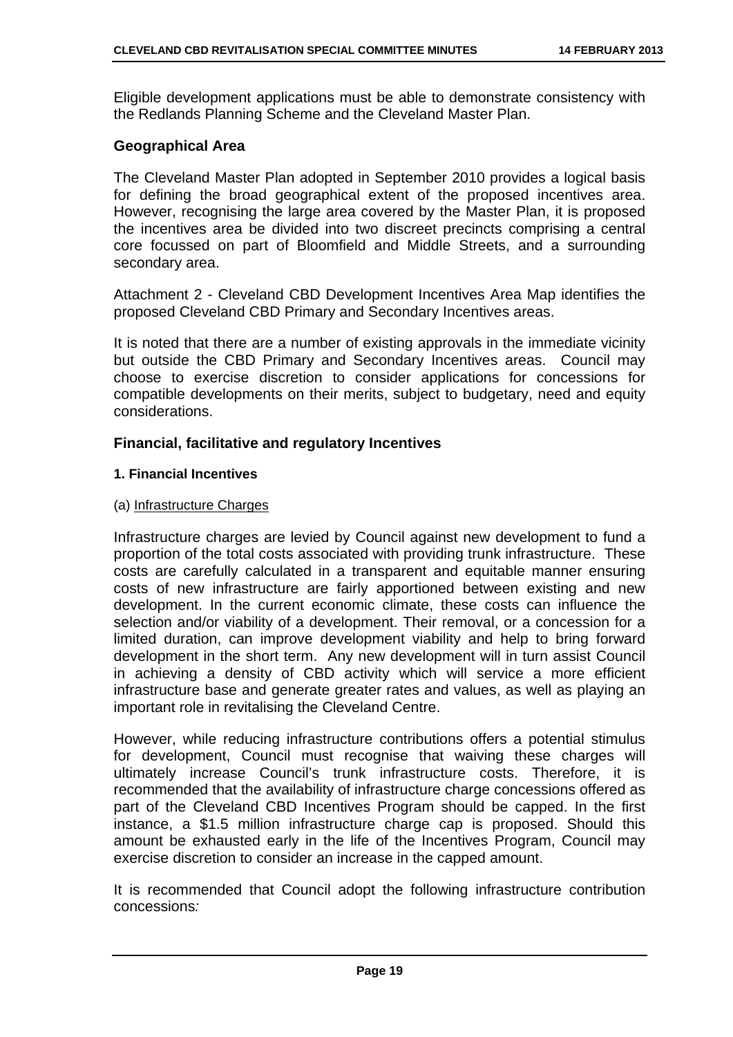Eligible development applications must be able to demonstrate consistency with the Redlands Planning Scheme and the Cleveland Master Plan.

### Geographical Area

The Cleveland Master Plan adopted in September 2010 provides a logical basis for defining the broad geographical extent of the proposed incentives area. However, recognising the large area covered by the Master Plan, it is proposed the incentives area be divided into two discreet precincts comprising a central core focussed on part of Bloomfield and Middle Streets, and a surrounding secondary area.

Attachment 2 - Cleveland CBD Development Incentives Area Map identifies the proposed Cleveland CBD Primary and Secondary Incentives areas.

It is noted that there are a number of existing approvals in the immediate vicinity but outside the CBD Primary and Secondary Incentives areas. Council may choose to exercise discretion to consider applications for concessions for compatible developments on their merits, subject to budgetary, need and equity considerations.

### Financial, facilitative and regulatory Incentives

#### 1. Financial Incentives

(a) Infrastructure Charges

Infrastructure charges are levied by Council against new development to fund a proportion of the total costs associated with providing trunk infrastructure. These costs are carefully calculated in a transparent and equitable manner ensuring costs of new infrastructure are fairly apportioned between existing and new development. In the current economic climate, these costs can influence the selection and/or viability of a development. Their removal, or a concession for a limited duration, can improve development viability and help to bring forward development in the short term. Any new development will in turn assist Council in achieving a density of CBD activity which will service a more efficient infrastructure base and generate greater rates and values, as well as playing an important role in revitalising the Cleveland Centre.

However, while reducing infrastructure contributions offers a potential stimulus for development, Council must recognise that waiving these charges will ultimately increase Council's trunk infrastructure costs. Therefore, it is recommended that the availability of infrastructure charge concessions offered as part of the Cleveland CBD Incentives Program should be capped. In the first instance, a \$1.5 million infrastructure charge cap is proposed. Should this amount be exhausted early in the life of the Incentives Program, Council may exercise discretion to consider an increase in the capped amount.

It is recommended that Council adopt the following infrastructure contribution concessions*:*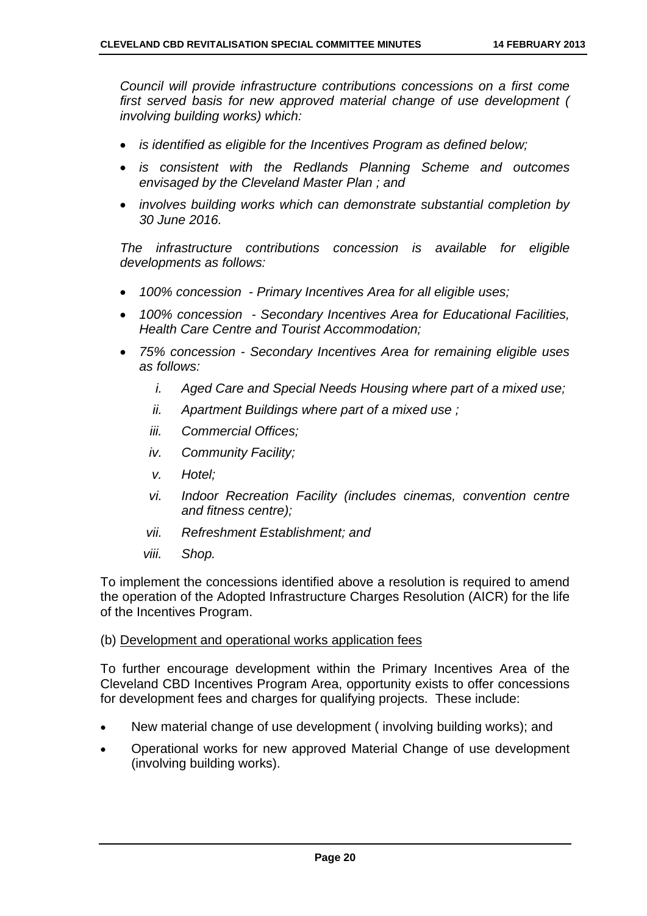*Council will provide infrastructure contributions concessions on a first come first served basis for new approved material change of use development ( involving building works) which:*

- *is identified as eligible for the Incentives Program as defined below;*
- *is consistent with the Redlands Planning Scheme and outcomes envisaged by the Cleveland Master Plan ; and*
- *involves building works which can demonstrate substantial completion by 30 June 2016.*

*The infrastructure contributions concession is available for eligible developments as follows:*

- *100% concession - Primary Incentives Area for all eligible uses;*
- *100% concession - Secondary Incentives Area for Educational Facilities, Health Care Centre and Tourist Accommodation;*
- *75% concession - Secondary Incentives Area for remaining eligible uses as follows:*
    - *i. Aged Care and Special Needs Housing where part of a mixed use;*
    - *ii. Apartment Buildings where part of a mixed use ;*
    - *iii. Commercial Offices;*
    - *iv. Community Facility;*
    - *v. Hotel;*
    - *vi. Indoor Recreation Facility (includes cinemas, convention centre and fitness centre);*
    - *vii. Refreshment Establishment; and*
    - *viii. Shop.*

To implement the concessions identified above a resolution is required to amend the operation of the Adopted Infrastructure Charges Resolution (AICR) for the life of the Incentives Program.

(b) Development and operational works application fees

To further encourage development within the Primary Incentives Area of the Cleveland CBD Incentives Program Area, opportunity exists to offer concessions for development fees and charges for qualifying projects. These include:

- New material change of use development ( involving building works); and
- Operational works for new approved Material Change of use development (involving building works).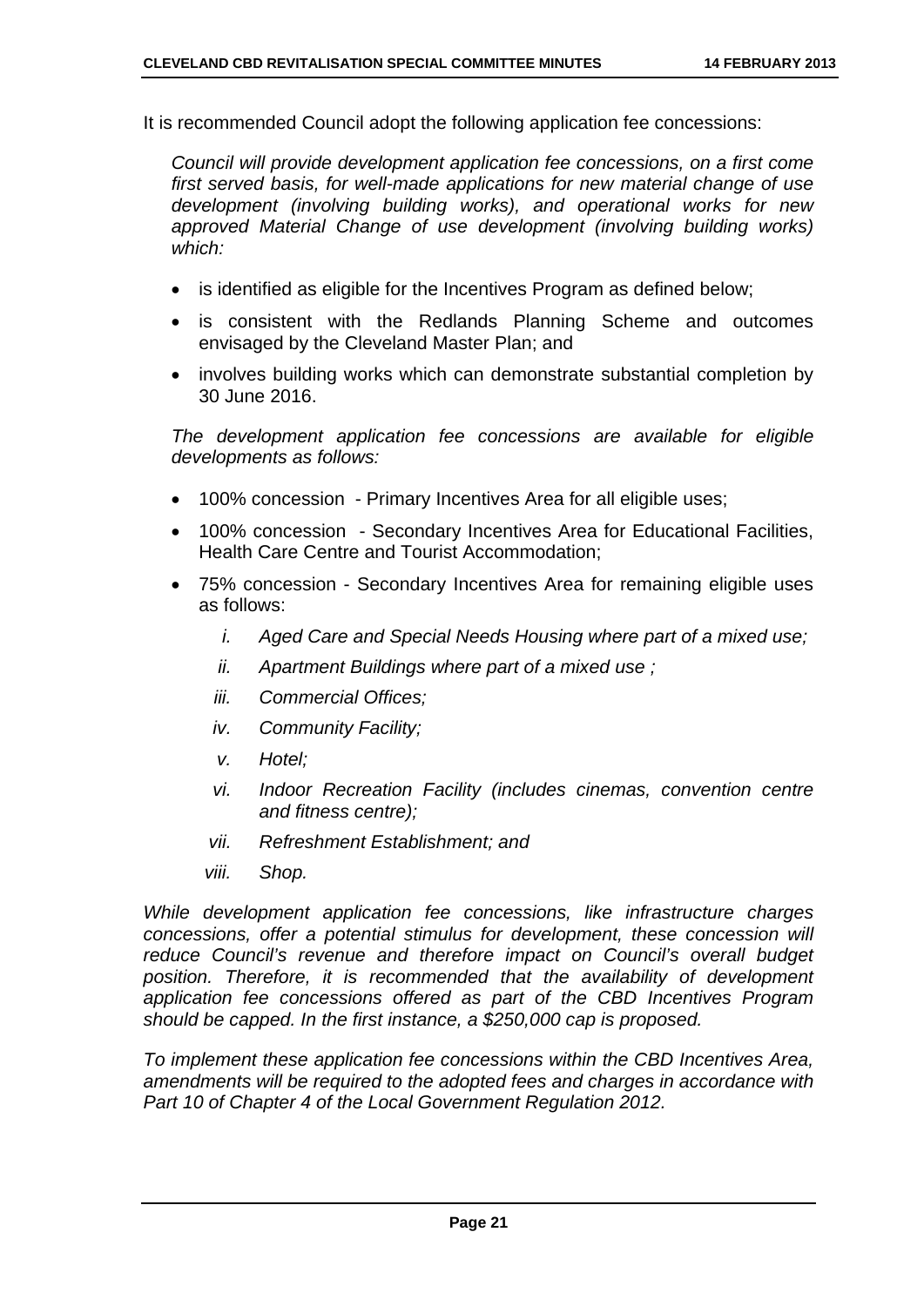It is recommended Council adopt the following application fee concessions:

*Council will provide development application fee concessions, on a first come first served basis, for well-made applications for new material change of use development (involving building works), and operational works for new approved Material Change of use development (involving building works) which:*

- is identified as eligible for the Incentives Program as defined below;
- is consistent with the Redlands Planning Scheme and outcomes envisaged by the Cleveland Master Plan; and
- involves building works which can demonstrate substantial completion by 30 June 2016.

*The development application fee concessions are available for eligible developments as follows:*

- 100% concession - Primary Incentives Area for all eligible uses;
- 100% concession - Secondary Incentives Area for Educational Facilities, Health Care Centre and Tourist Accommodation;
- 75% concession - Secondary Incentives Area for remaining eligible uses as follows:
    - *i. Aged Care and Special Needs Housing where part of a mixed use;*
    - *ii. Apartment Buildings where part of a mixed use ;*
    - *iii. Commercial Offices;*
    - *iv. Community Facility;*
    - *v. Hotel;*
    - *vi. Indoor Recreation Facility (includes cinemas, convention centre and fitness centre);*
    - *vii. Refreshment Establishment; and*
    - *viii. Shop.*

*While development application fee concessions, like infrastructure charges concessions, offer a potential stimulus for development, these concession will reduce Council's revenue and therefore impact on Council's overall budget position. Therefore, it is recommended that the availability of development application fee concessions offered as part of the CBD Incentives Program should be capped. In the first instance, a $250,000 cap is proposed.*

*To implement these application fee concessions within the CBD Incentives Area, amendments will be required to the adopted fees and charges in accordance with Part 10 of Chapter 4 of the Local Government Regulation 2012.*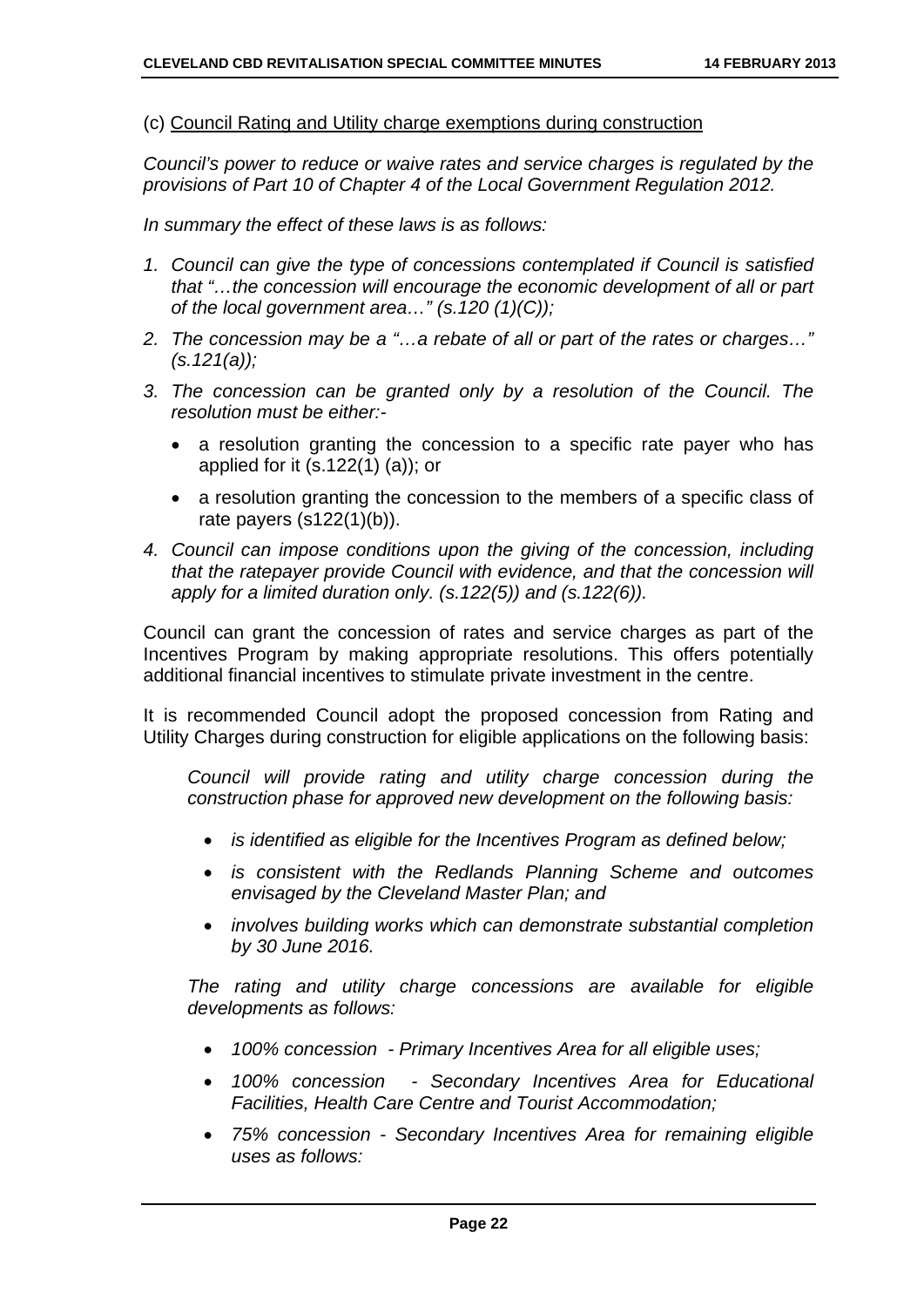(c) Council Rating and Utility charge exemptions during construction

*Council's power to reduce or waive rates and service charges is regulated by the provisions of Part 10 of Chapter 4 of the Local Government Regulation 2012.*

*In summary the effect of these laws is as follows:*

1. *Council can give the type of concessions contemplated if Council is satisfied that "…the concession will encourage the economic development of all or part of the local government area…" (s.120 (1)(C));*
2. *The concession may be a "…a rebate of all or part of the rates or charges…" (s.121(a));*
3. *The concession can be granted only by a resolution of the Council. The resolution must be either:-*
   - a resolution granting the concession to a specific rate payer who has applied for it (s.122(1) (a)); or
   - a resolution granting the concession to the members of a specific class of rate payers (s122(1)(b)).
4. *Council can impose conditions upon the giving of the concession, including that the ratepayer provide Council with evidence, and that the concession will apply for a limited duration only. (s.122(5)) and (s.122(6)).*

Council can grant the concession of rates and service charges as part of the Incentives Program by making appropriate resolutions. This offers potentially additional financial incentives to stimulate private investment in the centre.

It is recommended Council adopt the proposed concession from Rating and Utility Charges during construction for eligible applications on the following basis:

> *Council will provide rating and utility charge concession during the construction phase for approved new development on the following basis:*
>
> - *is identified as eligible for the Incentives Program as defined below;*
> - *is consistent with the Redlands Planning Scheme and outcomes envisaged by the Cleveland Master Plan; and*
> - *involves building works which can demonstrate substantial completion by 30 June 2016.*
>
> *The rating and utility charge concessions are available for eligible developments as follows:*
>
> - *100% concession - Primary Incentives Area for all eligible uses;*
> - *100% concession - Secondary Incentives Area for Educational Facilities, Health Care Centre and Tourist Accommodation;*
> - *75% concession - Secondary Incentives Area for remaining eligible uses as follows:*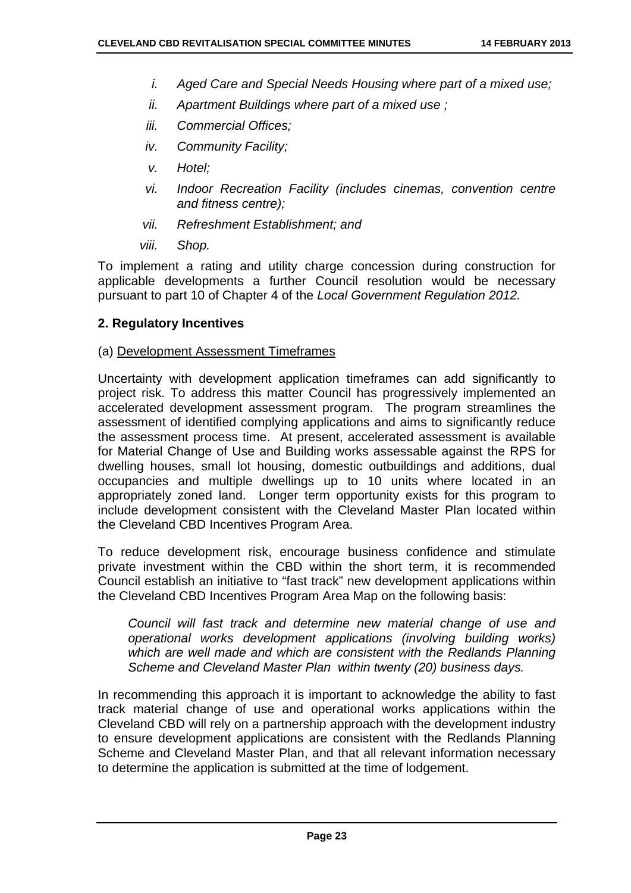*i. Aged Care and Special Needs Housing where part of a mixed use;*

*ii. Apartment Buildings where part of a mixed use ;*

*iii. Commercial Offices;*

*iv. Community Facility;*

*v. Hotel;*

*vi. Indoor Recreation Facility (includes cinemas, convention centre and fitness centre);*

*vii. Refreshment Establishment; and*

*viii. Shop.*

To implement a rating and utility charge concession during construction for applicable developments a further Council resolution would be necessary pursuant to part 10 of Chapter 4 of the *Local Government Regulation 2012.*

**2. Regulatory Incentives**

(a) Development Assessment Timeframes

Uncertainty with development application timeframes can add significantly to project risk. To address this matter Council has progressively implemented an accelerated development assessment program. The program streamlines the assessment of identified complying applications and aims to significantly reduce the assessment process time. At present, accelerated assessment is available for Material Change of Use and Building works assessable against the RPS for dwelling houses, small lot housing, domestic outbuildings and additions, dual occupancies and multiple dwellings up to 10 units where located in an appropriately zoned land. Longer term opportunity exists for this program to include development consistent with the Cleveland Master Plan located within the Cleveland CBD Incentives Program Area.

To reduce development risk, encourage business confidence and stimulate private investment within the CBD within the short term, it is recommended Council establish an initiative to "fast track" new development applications within the Cleveland CBD Incentives Program Area Map on the following basis:

> *Council will fast track and determine new material change of use and operational works development applications (involving building works) which are well made and which are consistent with the Redlands Planning Scheme and Cleveland Master Plan within twenty (20) business days.*

In recommending this approach it is important to acknowledge the ability to fast track material change of use and operational works applications within the Cleveland CBD will rely on a partnership approach with the development industry to ensure development applications are consistent with the Redlands Planning Scheme and Cleveland Master Plan, and that all relevant information necessary to determine the application is submitted at the time of lodgement.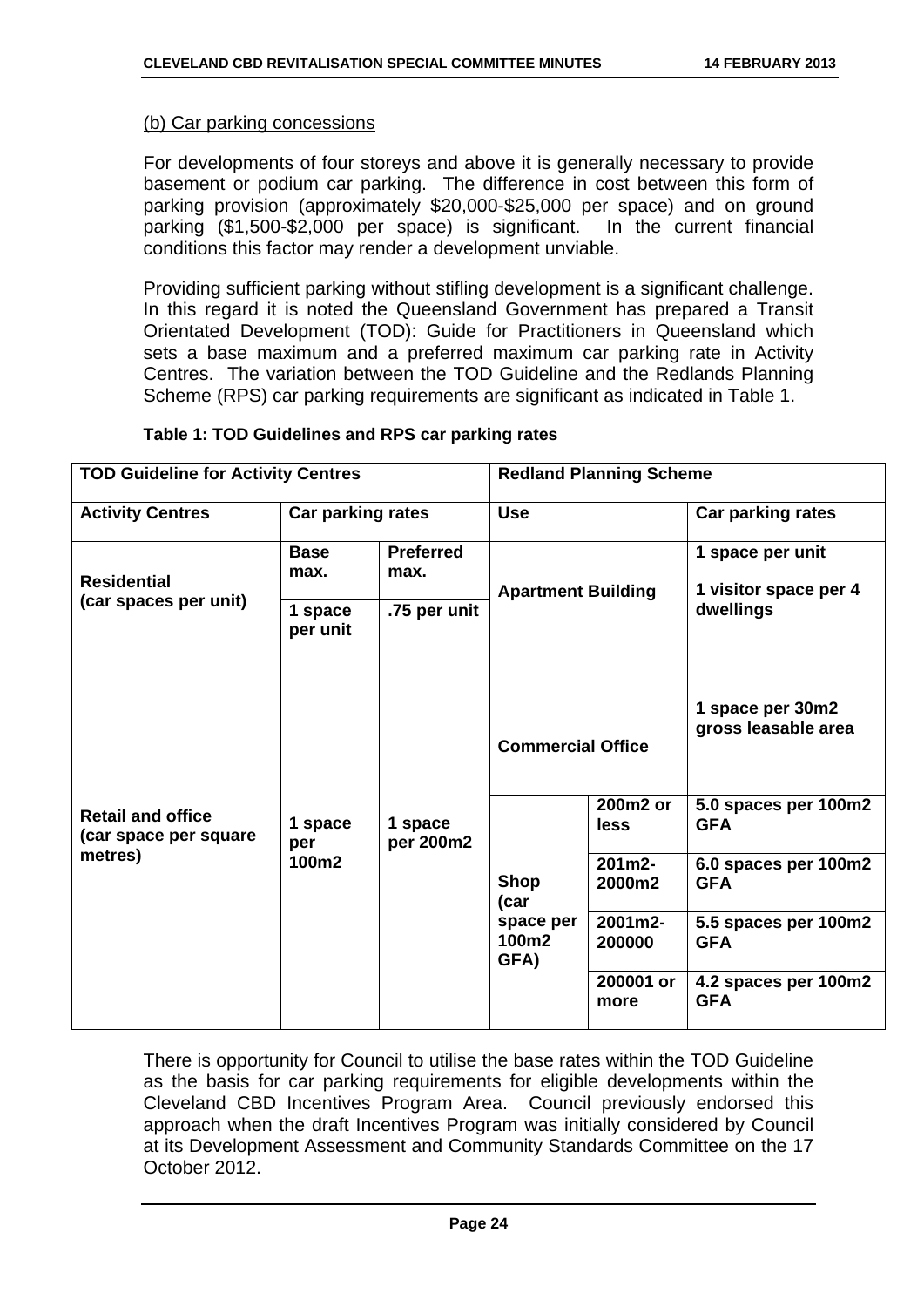(b) Car parking concessions

For developments of four storeys and above it is generally necessary to provide basement or podium car parking. The difference in cost between this form of parking provision (approximately $20,000-$25,000 per space) and on ground parking ($1,500-$2,000 per space) is significant. In the current financial conditions this factor may render a development unviable.

Providing sufficient parking without stifling development is a significant challenge. In this regard it is noted the Queensland Government has prepared a Transit Orientated Development (TOD): Guide for Practitioners in Queensland which sets a base maximum and a preferred maximum car parking rate in Activity Centres. The variation between the TOD Guideline and the Redlands Planning Scheme (RPS) car parking requirements are significant as indicated in Table 1.

**Table 1: TOD Guidelines and RPS car parking rates**

| **TOD Guideline for Activity Centres** | | | **Redland Planning Scheme** | | |
|---|---|---|---|---|---|
| **Activity Centres** | **Car parking rates** | | **Use** | | **Car parking rates** |
| **Residential (car spaces per unit)** | **Base max.** | **Preferred max.** | **Apartment Building** | | **1 space per unit** <br> **1 visitor space per 4 dwellings** |
| | **1 space per unit** | **.75 per unit** | | | |
| **Retail and office (car space per square metres)** | **1 space per 100m2** | **1 space per 200m2** | **Commercial Office** | | **1 space per 30m2 gross leasable area** |
| | | | **Shop (car space per 100m2 GFA)** | **200m2 or less** | **5.0 spaces per 100m2 GFA** |
| | | | | **201m2-2000m2** | **6.0 spaces per 100m2 GFA** |
| | | | | **2001m2-200000** | **5.5 spaces per 100m2 GFA** |
| | | | | **200001 or more** | **4.2 spaces per 100m2 GFA** |

There is opportunity for Council to utilise the base rates within the TOD Guideline as the basis for car parking requirements for eligible developments within the Cleveland CBD Incentives Program Area. Council previously endorsed this approach when the draft Incentives Program was initially considered by Council at its Development Assessment and Community Standards Committee on the 17 October 2012.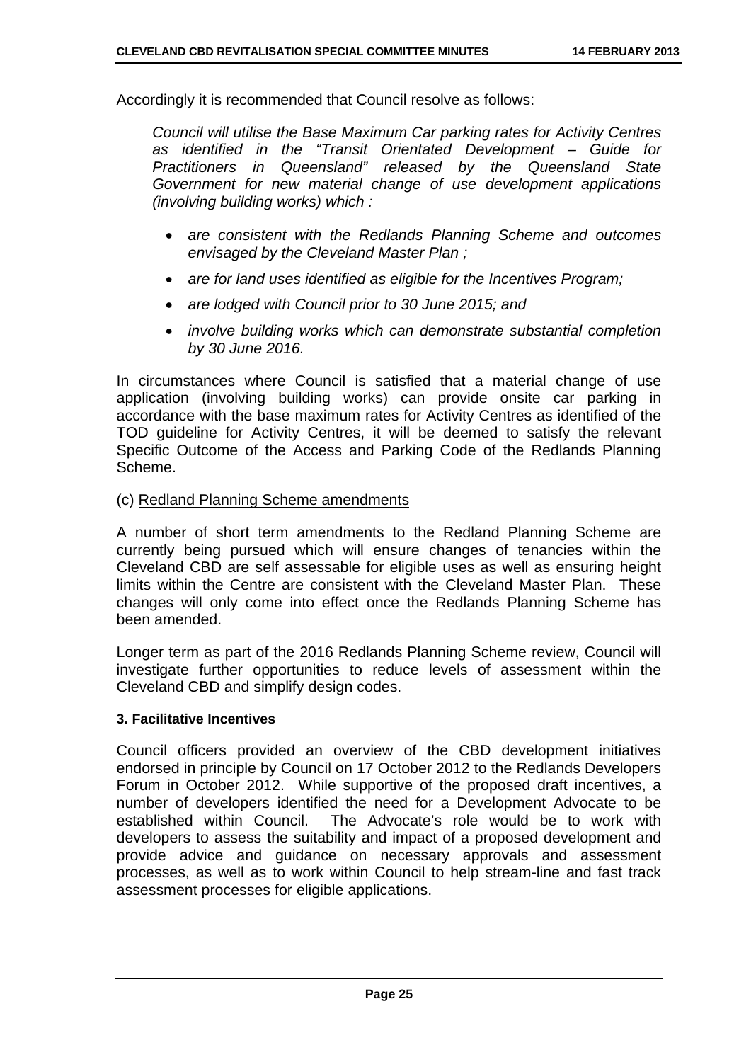Accordingly it is recommended that Council resolve as follows:

> *Council will utilise the Base Maximum Car parking rates for Activity Centres as identified in the "Transit Orientated Development – Guide for Practitioners in Queensland" released by the Queensland State Government for new material change of use development applications (involving building works) which :*
>
> - *are consistent with the Redlands Planning Scheme and outcomes envisaged by the Cleveland Master Plan ;*
> - *are for land uses identified as eligible for the Incentives Program;*
> - *are lodged with Council prior to 30 June 2015; and*
> - *involve building works which can demonstrate substantial completion by 30 June 2016.*

In circumstances where Council is satisfied that a material change of use application (involving building works) can provide onsite car parking in accordance with the base maximum rates for Activity Centres as identified of the TOD guideline for Activity Centres, it will be deemed to satisfy the relevant Specific Outcome of the Access and Parking Code of the Redlands Planning Scheme.

(c) <u>Redland Planning Scheme amendments</u>

A number of short term amendments to the Redland Planning Scheme are currently being pursued which will ensure changes of tenancies within the Cleveland CBD are self assessable for eligible uses as well as ensuring height limits within the Centre are consistent with the Cleveland Master Plan. These changes will only come into effect once the Redlands Planning Scheme has been amended.

Longer term as part of the 2016 Redlands Planning Scheme review, Council will investigate further opportunities to reduce levels of assessment within the Cleveland CBD and simplify design codes.

**3. Facilitative Incentives**

Council officers provided an overview of the CBD development initiatives endorsed in principle by Council on 17 October 2012 to the Redlands Developers Forum in October 2012. While supportive of the proposed draft incentives, a number of developers identified the need for a Development Advocate to be established within Council. The Advocate's role would be to work with developers to assess the suitability and impact of a proposed development and provide advice and guidance on necessary approvals and assessment processes, as well as to work within Council to help stream-line and fast track assessment processes for eligible applications.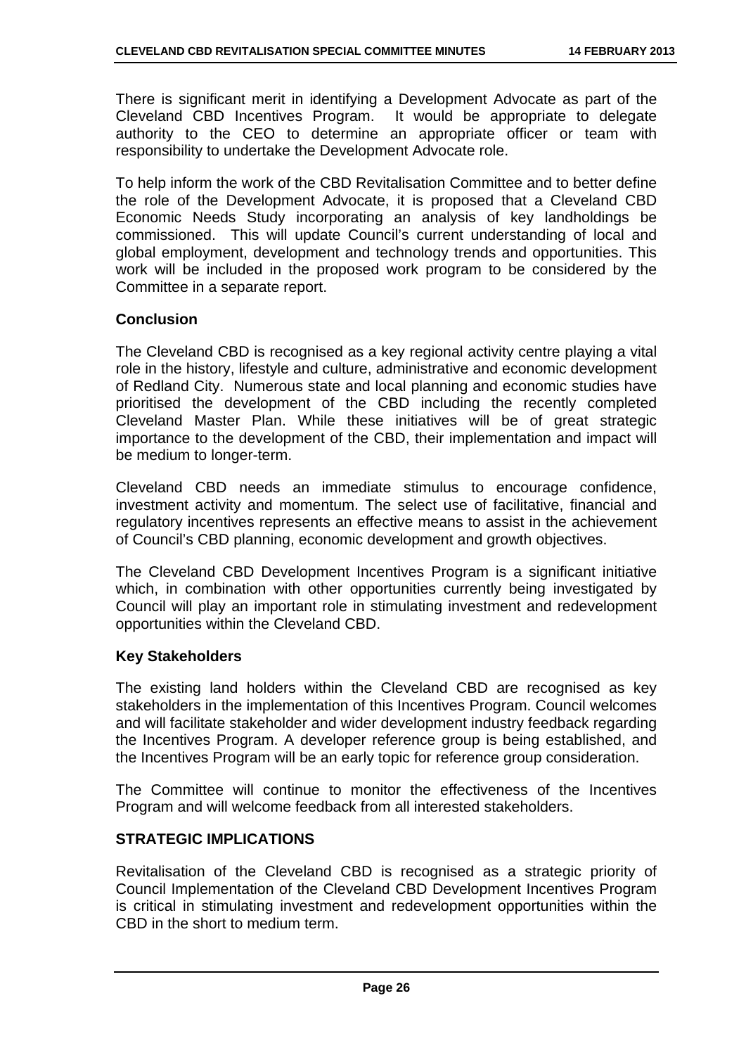There is significant merit in identifying a Development Advocate as part of the Cleveland CBD Incentives Program. It would be appropriate to delegate authority to the CEO to determine an appropriate officer or team with responsibility to undertake the Development Advocate role.

To help inform the work of the CBD Revitalisation Committee and to better define the role of the Development Advocate, it is proposed that a Cleveland CBD Economic Needs Study incorporating an analysis of key landholdings be commissioned. This will update Council's current understanding of local and global employment, development and technology trends and opportunities. This work will be included in the proposed work program to be considered by the Committee in a separate report.

### Conclusion

The Cleveland CBD is recognised as a key regional activity centre playing a vital role in the history, lifestyle and culture, administrative and economic development of Redland City. Numerous state and local planning and economic studies have prioritised the development of the CBD including the recently completed Cleveland Master Plan. While these initiatives will be of great strategic importance to the development of the CBD, their implementation and impact will be medium to longer-term.

Cleveland CBD needs an immediate stimulus to encourage confidence, investment activity and momentum. The select use of facilitative, financial and regulatory incentives represents an effective means to assist in the achievement of Council's CBD planning, economic development and growth objectives.

The Cleveland CBD Development Incentives Program is a significant initiative which, in combination with other opportunities currently being investigated by Council will play an important role in stimulating investment and redevelopment opportunities within the Cleveland CBD.

### Key Stakeholders

The existing land holders within the Cleveland CBD are recognised as key stakeholders in the implementation of this Incentives Program. Council welcomes and will facilitate stakeholder and wider development industry feedback regarding the Incentives Program. A developer reference group is being established, and the Incentives Program will be an early topic for reference group consideration.

The Committee will continue to monitor the effectiveness of the Incentives Program and will welcome feedback from all interested stakeholders.

## STRATEGIC IMPLICATIONS

Revitalisation of the Cleveland CBD is recognised as a strategic priority of Council Implementation of the Cleveland CBD Development Incentives Program is critical in stimulating investment and redevelopment opportunities within the CBD in the short to medium term.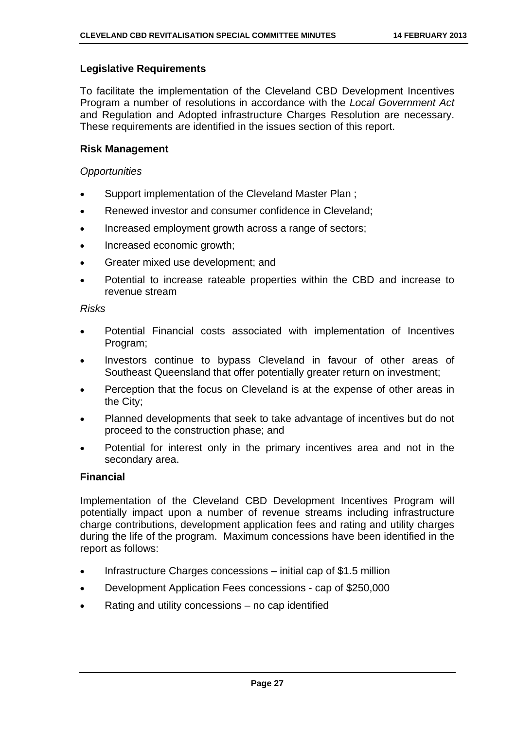### Legislative Requirements

To facilitate the implementation of the Cleveland CBD Development Incentives Program a number of resolutions in accordance with the *Local Government Act* and Regulation and Adopted infrastructure Charges Resolution are necessary. These requirements are identified in the issues section of this report.

### Risk Management

*Opportunities*

- Support implementation of the Cleveland Master Plan ;
- Renewed investor and consumer confidence in Cleveland;
- Increased employment growth across a range of sectors;
- Increased economic growth;
- Greater mixed use development; and
- Potential to increase rateable properties within the CBD and increase to revenue stream

*Risks*

- Potential Financial costs associated with implementation of Incentives Program;
- Investors continue to bypass Cleveland in favour of other areas of Southeast Queensland that offer potentially greater return on investment;
- Perception that the focus on Cleveland is at the expense of other areas in the City;
- Planned developments that seek to take advantage of incentives but do not proceed to the construction phase; and
- Potential for interest only in the primary incentives area and not in the secondary area.

### Financial

Implementation of the Cleveland CBD Development Incentives Program will potentially impact upon a number of revenue streams including infrastructure charge contributions, development application fees and rating and utility charges during the life of the program. Maximum concessions have been identified in the report as follows:

- Infrastructure Charges concessions – initial cap of $1.5 million
- Development Application Fees concessions - cap of $250,000
- Rating and utility concessions – no cap identified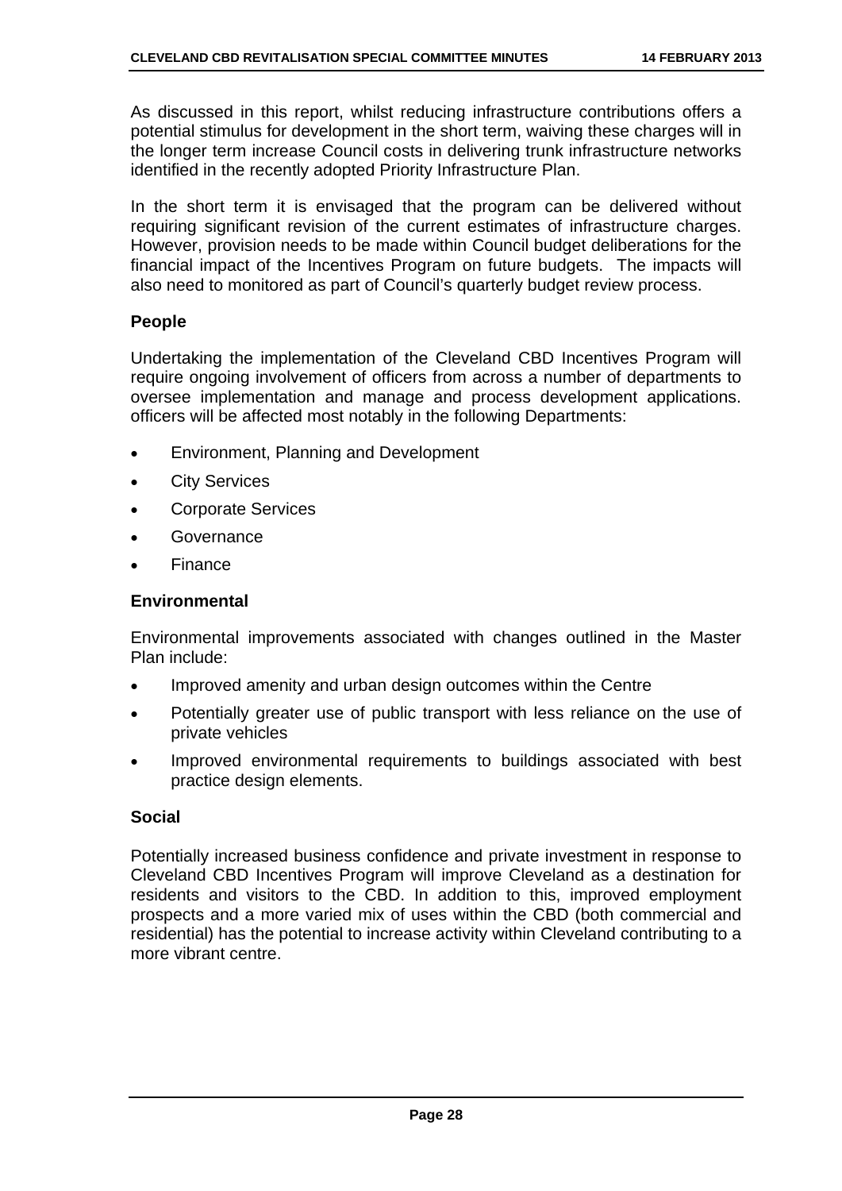As discussed in this report, whilst reducing infrastructure contributions offers a potential stimulus for development in the short term, waiving these charges will in the longer term increase Council costs in delivering trunk infrastructure networks identified in the recently adopted Priority Infrastructure Plan.

In the short term it is envisaged that the program can be delivered without requiring significant revision of the current estimates of infrastructure charges. However, provision needs to be made within Council budget deliberations for the financial impact of the Incentives Program on future budgets. The impacts will also need to monitored as part of Council's quarterly budget review process.

### People

Undertaking the implementation of the Cleveland CBD Incentives Program will require ongoing involvement of officers from across a number of departments to oversee implementation and manage and process development applications. officers will be affected most notably in the following Departments:

- Environment, Planning and Development
- City Services
- Corporate Services
- Governance
- Finance

### Environmental

Environmental improvements associated with changes outlined in the Master Plan include:

- Improved amenity and urban design outcomes within the Centre
- Potentially greater use of public transport with less reliance on the use of private vehicles
- Improved environmental requirements to buildings associated with best practice design elements.

### Social

Potentially increased business confidence and private investment in response to Cleveland CBD Incentives Program will improve Cleveland as a destination for residents and visitors to the CBD. In addition to this, improved employment prospects and a more varied mix of uses within the CBD (both commercial and residential) has the potential to increase activity within Cleveland contributing to a more vibrant centre.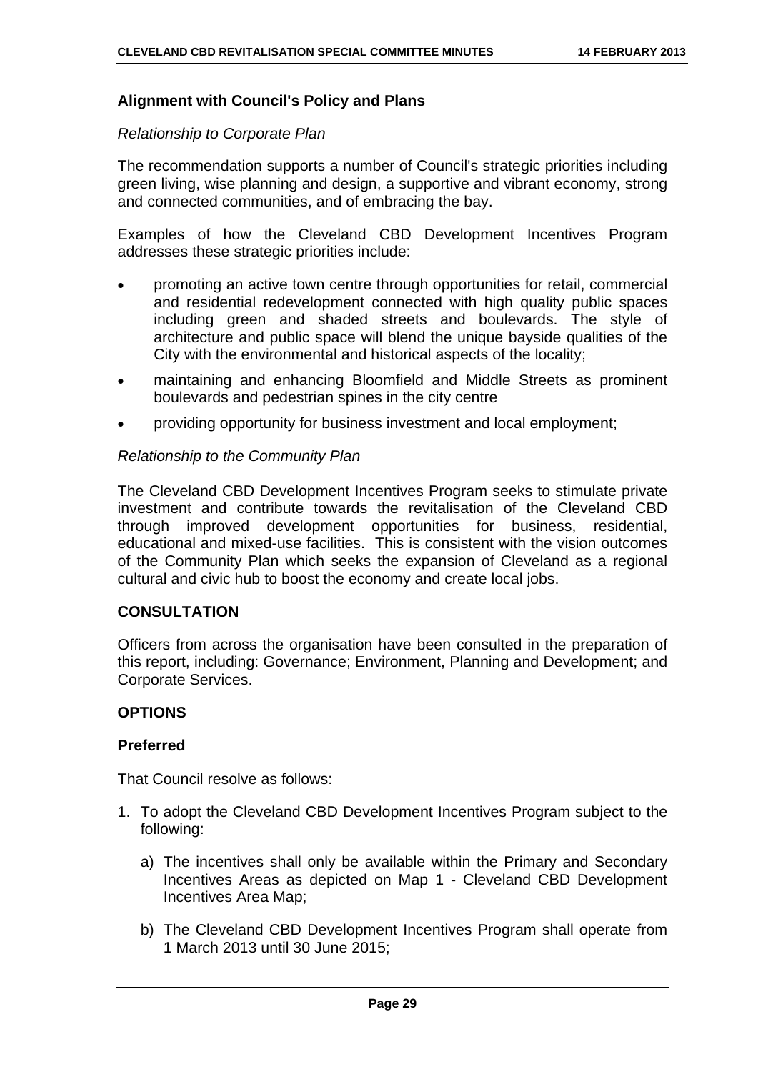**Alignment with Council's Policy and Plans**

*Relationship to Corporate Plan*

The recommendation supports a number of Council's strategic priorities including green living, wise planning and design, a supportive and vibrant economy, strong and connected communities, and of embracing the bay.

Examples of how the Cleveland CBD Development Incentives Program addresses these strategic priorities include:

- promoting an active town centre through opportunities for retail, commercial and residential redevelopment connected with high quality public spaces including green and shaded streets and boulevards. The style of architecture and public space will blend the unique bayside qualities of the City with the environmental and historical aspects of the locality;
- maintaining and enhancing Bloomfield and Middle Streets as prominent boulevards and pedestrian spines in the city centre
- providing opportunity for business investment and local employment;

*Relationship to the Community Plan*

The Cleveland CBD Development Incentives Program seeks to stimulate private investment and contribute towards the revitalisation of the Cleveland CBD through improved development opportunities for business, residential, educational and mixed-use facilities. This is consistent with the vision outcomes of the Community Plan which seeks the expansion of Cleveland as a regional cultural and civic hub to boost the economy and create local jobs.

## CONSULTATION

Officers from across the organisation have been consulted in the preparation of this report, including: Governance; Environment, Planning and Development; and Corporate Services.

## OPTIONS

### Preferred

That Council resolve as follows:

1. To adopt the Cleveland CBD Development Incentives Program subject to the following:

   a) The incentives shall only be available within the Primary and Secondary Incentives Areas as depicted on Map 1 - Cleveland CBD Development Incentives Area Map;

   b) The Cleveland CBD Development Incentives Program shall operate from 1 March 2013 until 30 June 2015;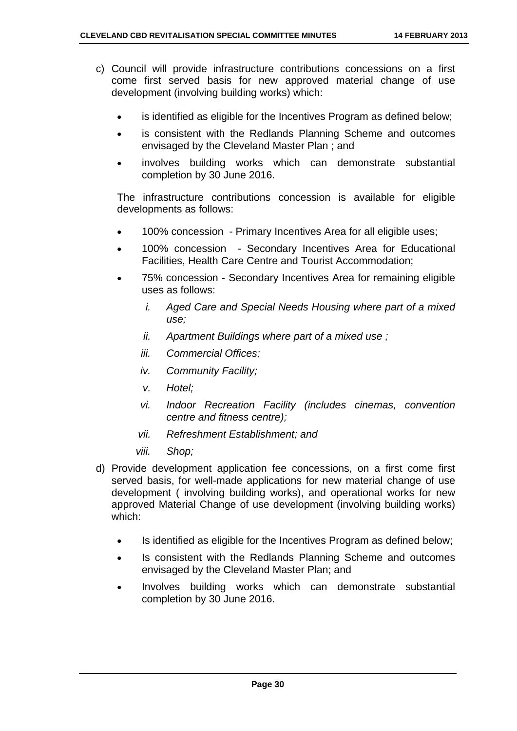c) Council will provide infrastructure contributions concessions on a first come first served basis for new approved material change of use development (involving building works) which:

- is identified as eligible for the Incentives Program as defined below;
- is consistent with the Redlands Planning Scheme and outcomes envisaged by the Cleveland Master Plan ; and
- involves building works which can demonstrate substantial completion by 30 June 2016.

The infrastructure contributions concession is available for eligible developments as follows:

- 100% concession - Primary Incentives Area for all eligible uses;
- 100% concession - Secondary Incentives Area for Educational Facilities, Health Care Centre and Tourist Accommodation;
- 75% concession - Secondary Incentives Area for remaining eligible uses as follows:
    i. *Aged Care and Special Needs Housing where part of a mixed use;*
    ii. *Apartment Buildings where part of a mixed use ;*
    iii. *Commercial Offices;*
    iv. *Community Facility;*
    v. *Hotel;*
    vi. *Indoor Recreation Facility (includes cinemas, convention centre and fitness centre);*
    vii. *Refreshment Establishment; and*
    viii. *Shop;*

d) Provide development application fee concessions, on a first come first served basis, for well-made applications for new material change of use development ( involving building works), and operational works for new approved Material Change of use development (involving building works) which:

- Is identified as eligible for the Incentives Program as defined below;
- Is consistent with the Redlands Planning Scheme and outcomes envisaged by the Cleveland Master Plan; and
- Involves building works which can demonstrate substantial completion by 30 June 2016.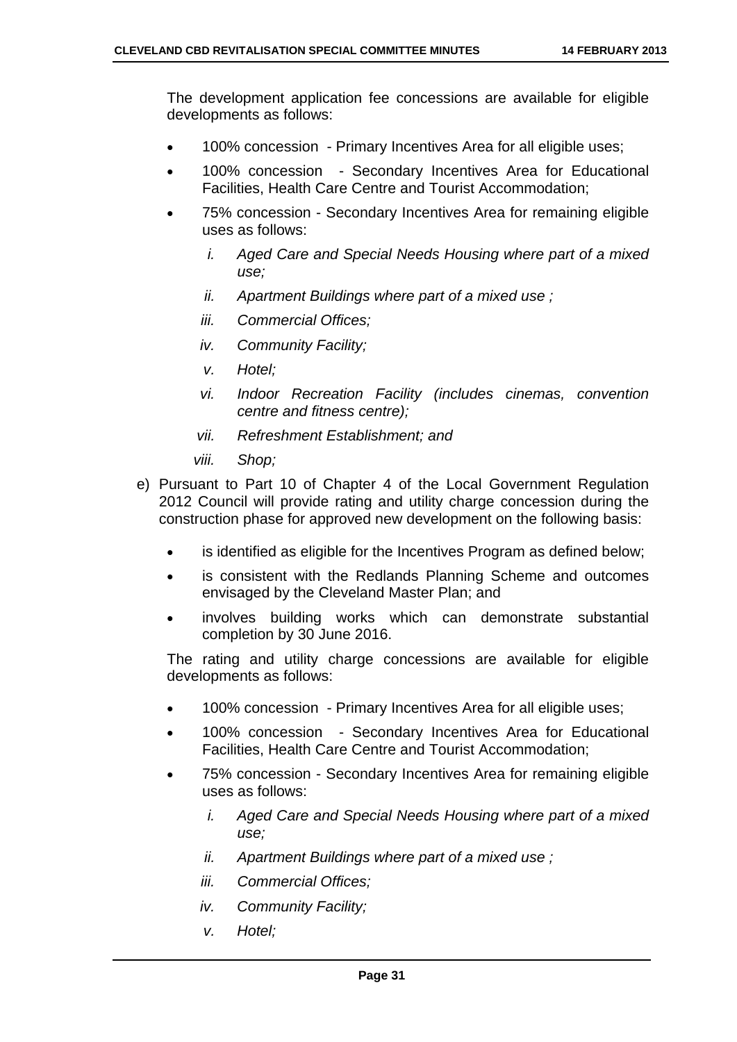The development application fee concessions are available for eligible developments as follows:

- 100% concession - Primary Incentives Area for all eligible uses;
- 100% concession - Secondary Incentives Area for Educational Facilities, Health Care Centre and Tourist Accommodation;
- 75% concession - Secondary Incentives Area for remaining eligible uses as follows:
    - *i. Aged Care and Special Needs Housing where part of a mixed use;*
    - *ii. Apartment Buildings where part of a mixed use ;*
    - *iii. Commercial Offices;*
    - *iv. Community Facility;*
    - *v. Hotel;*
    - *vi. Indoor Recreation Facility (includes cinemas, convention centre and fitness centre);*
    - *vii. Refreshment Establishment; and*
    - *viii. Shop;*

e) Pursuant to Part 10 of Chapter 4 of the Local Government Regulation 2012 Council will provide rating and utility charge concession during the construction phase for approved new development on the following basis:

- is identified as eligible for the Incentives Program as defined below;
- is consistent with the Redlands Planning Scheme and outcomes envisaged by the Cleveland Master Plan; and
- involves building works which can demonstrate substantial completion by 30 June 2016.

The rating and utility charge concessions are available for eligible developments as follows:

- 100% concession - Primary Incentives Area for all eligible uses;
- 100% concession - Secondary Incentives Area for Educational Facilities, Health Care Centre and Tourist Accommodation;
- 75% concession - Secondary Incentives Area for remaining eligible uses as follows:
    - *i. Aged Care and Special Needs Housing where part of a mixed use;*
    - *ii. Apartment Buildings where part of a mixed use ;*
    - *iii. Commercial Offices;*
    - *iv. Community Facility;*
    - *v. Hotel;*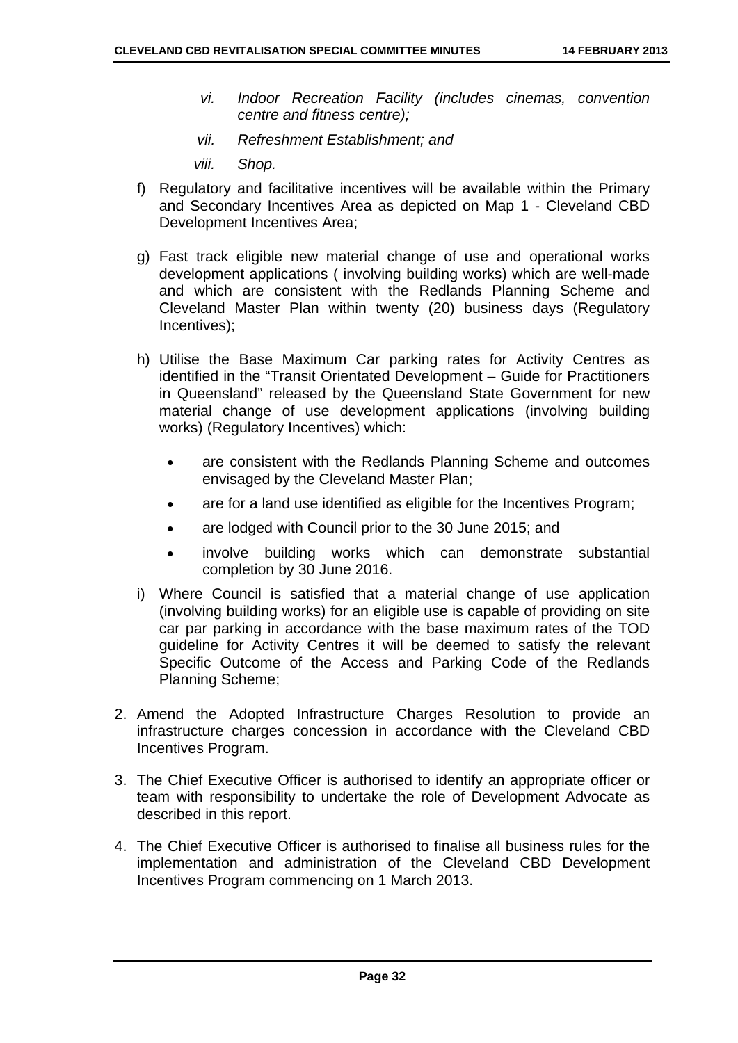*vi. Indoor Recreation Facility (includes cinemas, convention centre and fitness centre);*

*vii. Refreshment Establishment; and*

*viii. Shop.*

f) Regulatory and facilitative incentives will be available within the Primary and Secondary Incentives Area as depicted on Map 1 - Cleveland CBD Development Incentives Area;

g) Fast track eligible new material change of use and operational works development applications ( involving building works) which are well-made and which are consistent with the Redlands Planning Scheme and Cleveland Master Plan within twenty (20) business days (Regulatory Incentives);

h) Utilise the Base Maximum Car parking rates for Activity Centres as identified in the "Transit Orientated Development – Guide for Practitioners in Queensland" released by the Queensland State Government for new material change of use development applications (involving building works) (Regulatory Incentives) which:

- are consistent with the Redlands Planning Scheme and outcomes envisaged by the Cleveland Master Plan;
- are for a land use identified as eligible for the Incentives Program;
- are lodged with Council prior to the 30 June 2015; and
- involve building works which can demonstrate substantial completion by 30 June 2016.

i) Where Council is satisfied that a material change of use application (involving building works) for an eligible use is capable of providing on site car par parking in accordance with the base maximum rates of the TOD guideline for Activity Centres it will be deemed to satisfy the relevant Specific Outcome of the Access and Parking Code of the Redlands Planning Scheme;

2. Amend the Adopted Infrastructure Charges Resolution to provide an infrastructure charges concession in accordance with the Cleveland CBD Incentives Program.

3. The Chief Executive Officer is authorised to identify an appropriate officer or team with responsibility to undertake the role of Development Advocate as described in this report.

4. The Chief Executive Officer is authorised to finalise all business rules for the implementation and administration of the Cleveland CBD Development Incentives Program commencing on 1 March 2013.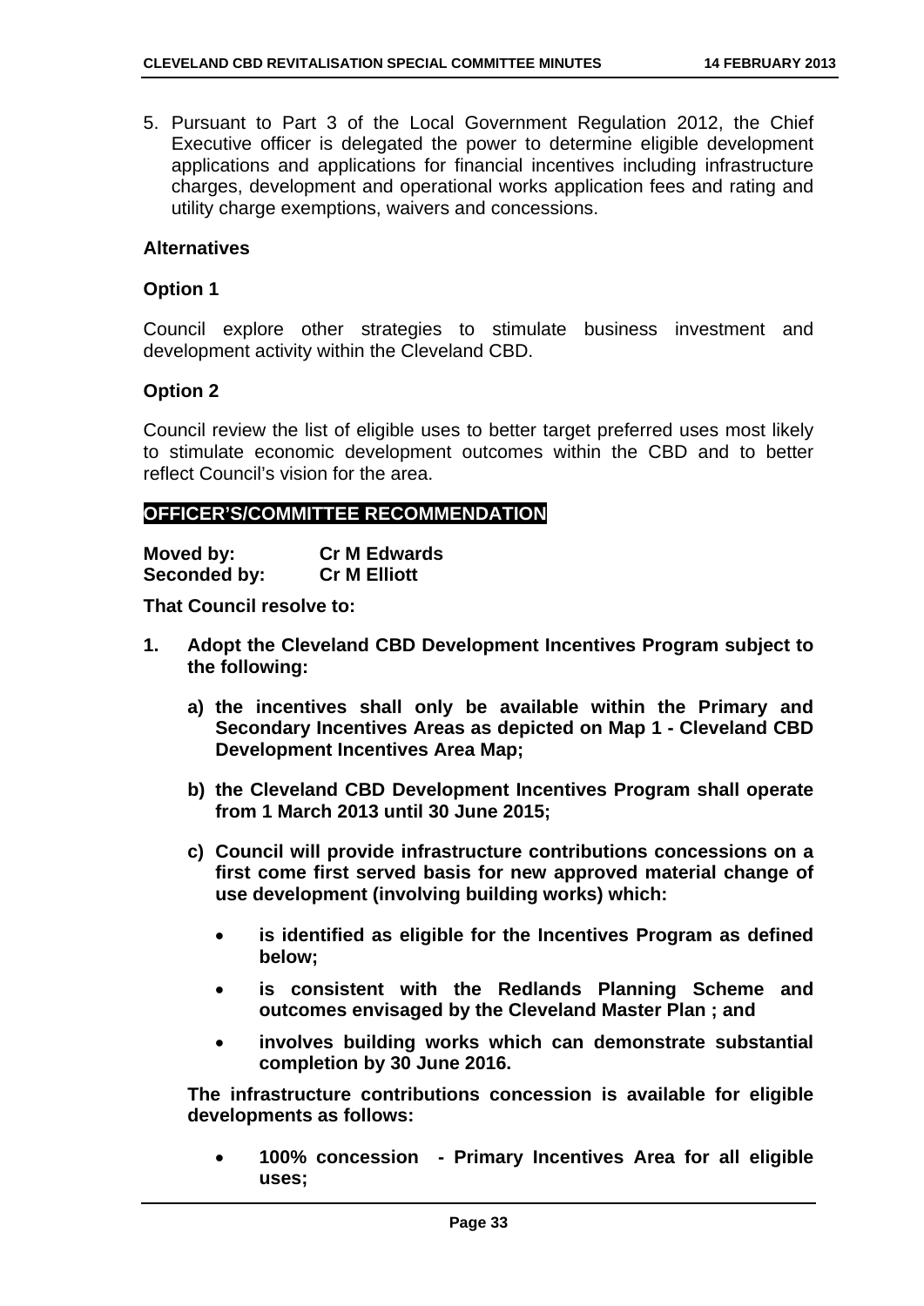5. Pursuant to Part 3 of the Local Government Regulation 2012, the Chief Executive officer is delegated the power to determine eligible development applications and applications for financial incentives including infrastructure charges, development and operational works application fees and rating and utility charge exemptions, waivers and concessions.

### Alternatives

### Option 1

Council explore other strategies to stimulate business investment and development activity within the Cleveland CBD.

### Option 2

Council review the list of eligible uses to better target preferred uses most likely to stimulate economic development outcomes within the CBD and to better reflect Council's vision for the area.

## OFFICER'S/COMMITTEE RECOMMENDATION

**Moved by:** **Cr M Edwards**
**Seconded by:** **Cr M Elliott**

**That Council resolve to:**

**1. Adopt the Cleveland CBD Development Incentives Program subject to the following:**

   **a) the incentives shall only be available within the Primary and Secondary Incentives Areas as depicted on Map 1 - Cleveland CBD Development Incentives Area Map;**

   **b) the Cleveland CBD Development Incentives Program shall operate from 1 March 2013 until 30 June 2015;**

   **c) Council will provide infrastructure contributions concessions on a first come first served basis for new approved material change of use development (involving building works) which:**

   - **is identified as eligible for the Incentives Program as defined below;**
   - **is consistent with the Redlands Planning Scheme and outcomes envisaged by the Cleveland Master Plan ; and**
   - **involves building works which can demonstrate substantial completion by 30 June 2016.**

   **The infrastructure contributions concession is available for eligible developments as follows:**

   - **100% concession - Primary Incentives Area for all eligible uses;**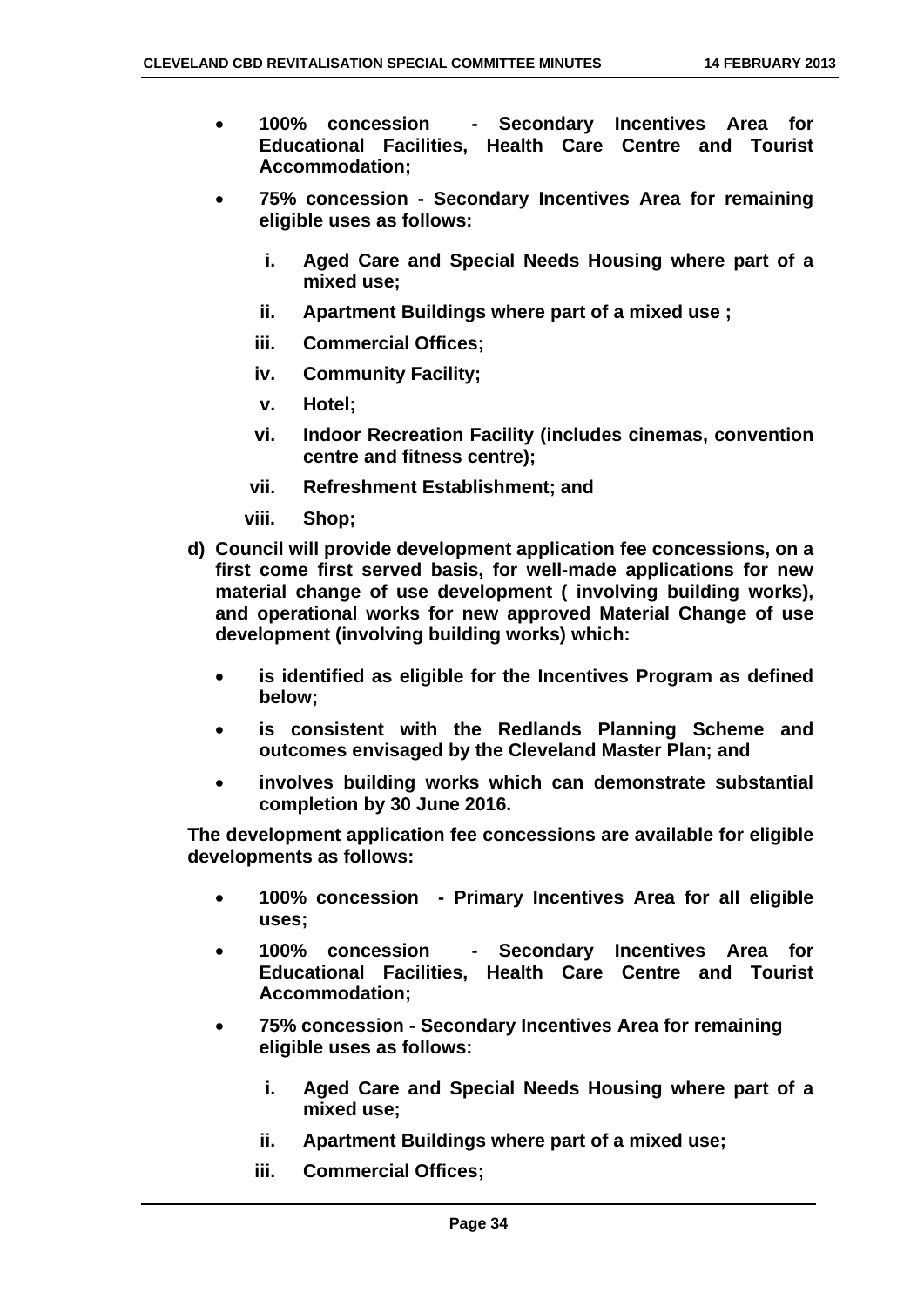- **100% concession - Secondary Incentives Area for Educational Facilities, Health Care Centre and Tourist Accommodation;**
- **75% concession - Secondary Incentives Area for remaining eligible uses as follows:**
  - i. **Aged Care and Special Needs Housing where part of a mixed use;**
  - ii. **Apartment Buildings where part of a mixed use ;**
  - iii. **Commercial Offices;**
  - iv. **Community Facility;**
  - v. **Hotel;**
  - vi. **Indoor Recreation Facility (includes cinemas, convention centre and fitness centre);**
  - vii. **Refreshment Establishment; and**
  - viii. **Shop;**

**d) Council will provide development application fee concessions, on a first come first served basis, for well-made applications for new material change of use development ( involving building works), and operational works for new approved Material Change of use development (involving building works) which:**

- **is identified as eligible for the Incentives Program as defined below;**
- **is consistent with the Redlands Planning Scheme and outcomes envisaged by the Cleveland Master Plan; and**
- **involves building works which can demonstrate substantial completion by 30 June 2016.**

**The development application fee concessions are available for eligible developments as follows:**

- **100% concession - Primary Incentives Area for all eligible uses;**
- **100% concession - Secondary Incentives Area for Educational Facilities, Health Care Centre and Tourist Accommodation;**
- **75% concession - Secondary Incentives Area for remaining eligible uses as follows:**
  - i. **Aged Care and Special Needs Housing where part of a mixed use;**
  - ii. **Apartment Buildings where part of a mixed use;**
  - iii. **Commercial Offices;**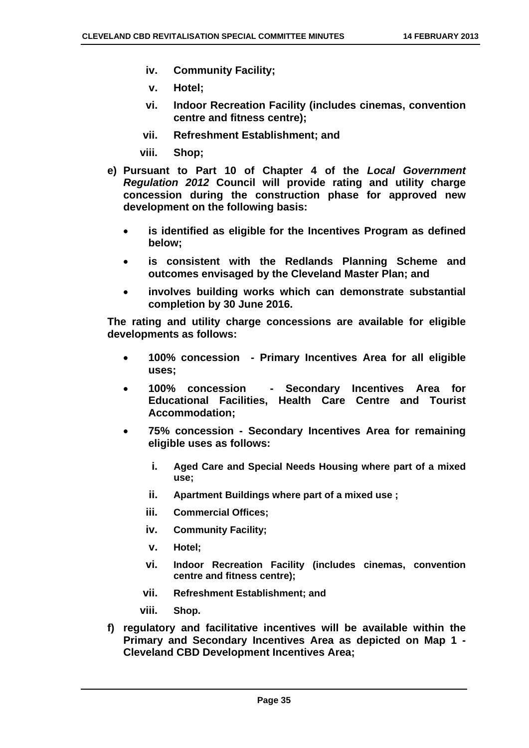iv. **Community Facility;**

v. **Hotel;**

vi. **Indoor Recreation Facility (includes cinemas, convention centre and fitness centre);**

vii. **Refreshment Establishment; and**

viii. **Shop;**

**e) Pursuant to Part 10 of Chapter 4 of the *Local Government Regulation 2012* Council will provide rating and utility charge concession during the construction phase for approved new development on the following basis:**

- **is identified as eligible for the Incentives Program as defined below;**
- **is consistent with the Redlands Planning Scheme and outcomes envisaged by the Cleveland Master Plan; and**
- **involves building works which can demonstrate substantial completion by 30 June 2016.**

**The rating and utility charge concessions are available for eligible developments as follows:**

- **100% concession - Primary Incentives Area for all eligible uses;**
- **100% concession - Secondary Incentives Area for Educational Facilities, Health Care Centre and Tourist Accommodation;**
- **75% concession - Secondary Incentives Area for remaining eligible uses as follows:**

  i. **Aged Care and Special Needs Housing where part of a mixed use;**

  ii. **Apartment Buildings where part of a mixed use ;**

  iii. **Commercial Offices;**

  iv. **Community Facility;**

  v. **Hotel;**

  vi. **Indoor Recreation Facility (includes cinemas, convention centre and fitness centre);**

  vii. **Refreshment Establishment; and**

  viii. **Shop.**

**f) regulatory and facilitative incentives will be available within the Primary and Secondary Incentives Area as depicted on Map 1 - Cleveland CBD Development Incentives Area;**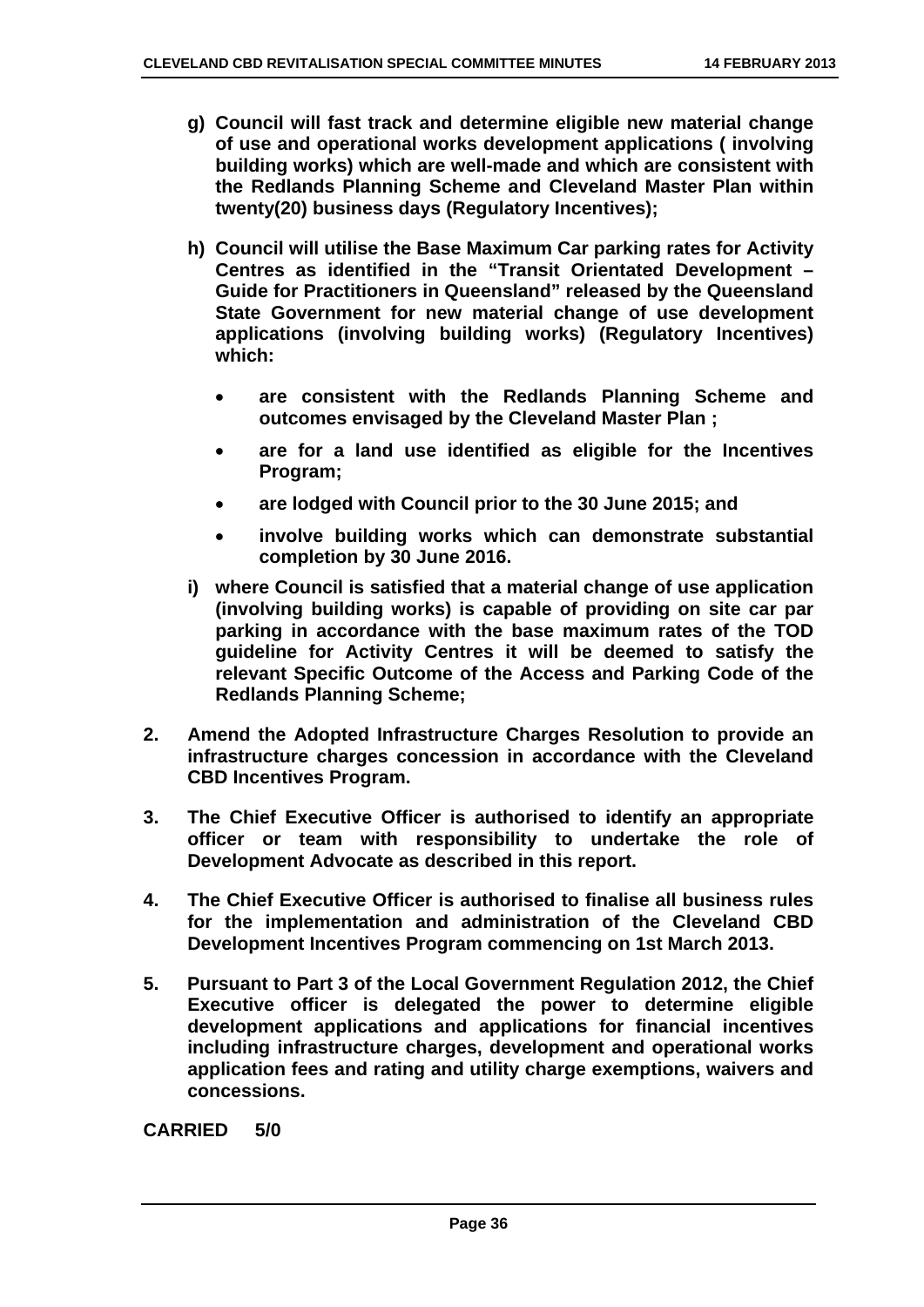**g) Council will fast track and determine eligible new material change of use and operational works development applications ( involving building works) which are well-made and which are consistent with the Redlands Planning Scheme and Cleveland Master Plan within twenty(20) business days (Regulatory Incentives);**

**h) Council will utilise the Base Maximum Car parking rates for Activity Centres as identified in the "Transit Orientated Development – Guide for Practitioners in Queensland" released by the Queensland State Government for new material change of use development applications (involving building works) (Regulatory Incentives) which:**

- **are consistent with the Redlands Planning Scheme and outcomes envisaged by the Cleveland Master Plan ;**
- **are for a land use identified as eligible for the Incentives Program;**
- **are lodged with Council prior to the 30 June 2015; and**
- **involve building works which can demonstrate substantial completion by 30 June 2016.**

**i) where Council is satisfied that a material change of use application (involving building works) is capable of providing on site car par parking in accordance with the base maximum rates of the TOD guideline for Activity Centres it will be deemed to satisfy the relevant Specific Outcome of the Access and Parking Code of the Redlands Planning Scheme;**

**2. Amend the Adopted Infrastructure Charges Resolution to provide an infrastructure charges concession in accordance with the Cleveland CBD Incentives Program.**

**3. The Chief Executive Officer is authorised to identify an appropriate officer or team with responsibility to undertake the role of Development Advocate as described in this report.**

**4. The Chief Executive Officer is authorised to finalise all business rules for the implementation and administration of the Cleveland CBD Development Incentives Program commencing on 1st March 2013.**

**5. Pursuant to Part 3 of the Local Government Regulation 2012, the Chief Executive officer is delegated the power to determine eligible development applications and applications for financial incentives including infrastructure charges, development and operational works application fees and rating and utility charge exemptions, waivers and concessions.**

**CARRIED 5/0**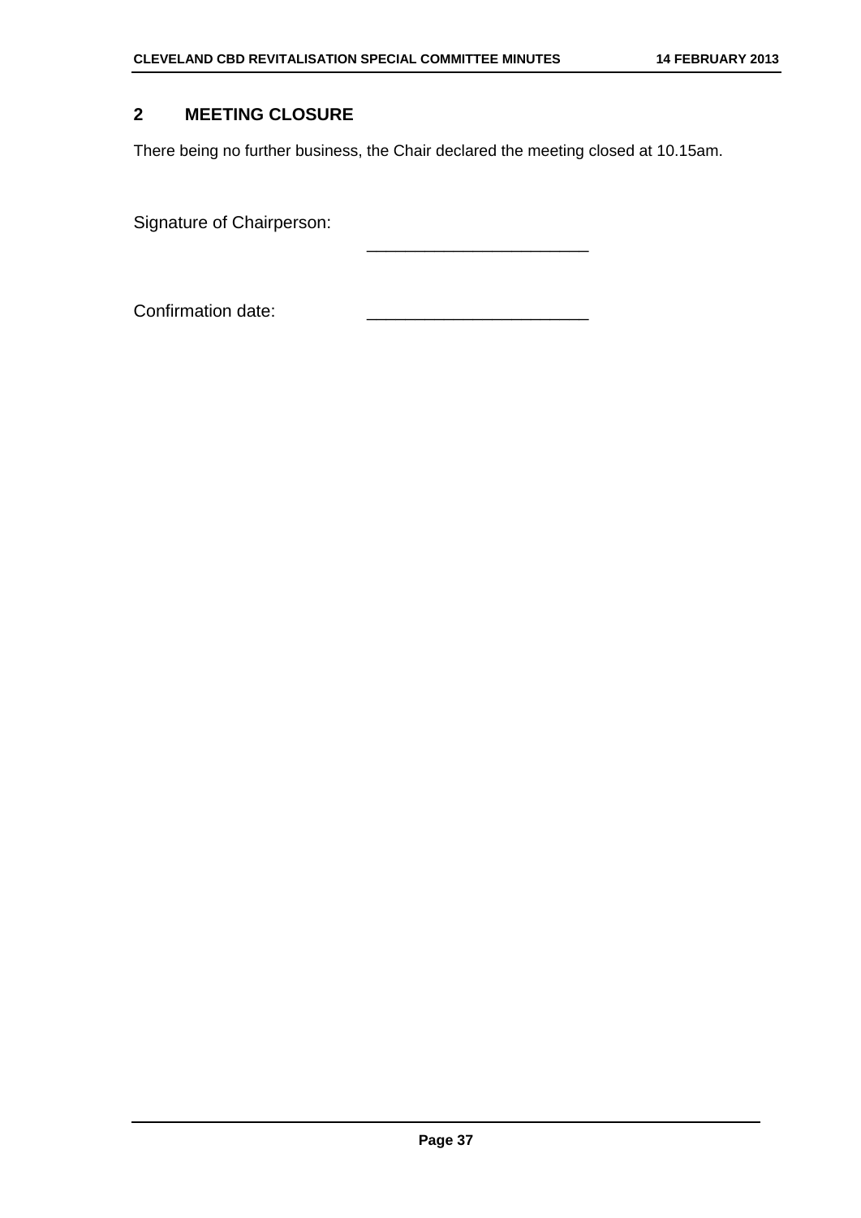## 2 MEETING CLOSURE

There being no further business, the Chair declared the meeting closed at 10.15am.

Signature of Chairperson: ________________________

Confirmation date: ________________________